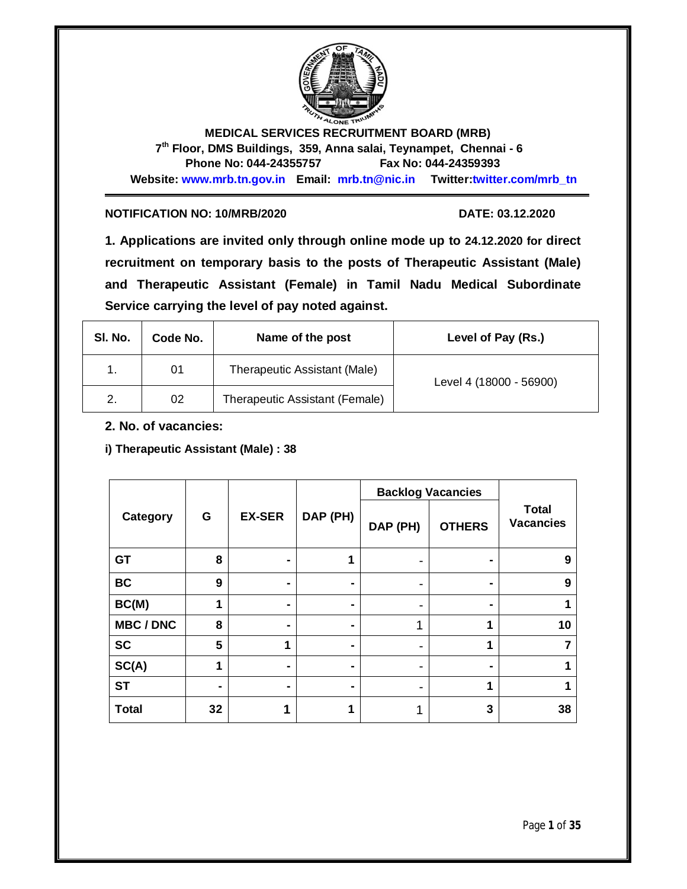**MEDICAL SERVICES RECRUITMENT BOARD (MRB)**

**7th Floor, DMS Buildings, 359, Anna salai, Teynampet, Chennai - 6**

**Phone No: 044-24355757 Fax No: 044-24359393**

**Website: www.mrb.tn.gov.in Email: mrb.tn@nic.in Twitter:twitter.com/mrb_tn**

**NOTIFICATION NO: 10/MRB/2020** **DATE: 03.12.2020**

**1. Applications are invited only through online mode up to 24.12.2020 for direct recruitment on temporary basis to the posts of Therapeutic Assistant (Male) and Therapeutic Assistant (Female) in Tamil Nadu Medical Subordinate Service carrying the level of pay noted against.**

| Sl. No. | Code No. | Name of the post | Level of Pay (Rs.) |
|---|---|---|---|
| 1. | 01 | Therapeutic Assistant (Male) | Level 4 (18000 - 56900) |
| 2. | 02 | Therapeutic Assistant (Female) | |

**2. No. of vacancies:**

**i) Therapeutic Assistant (Male) : 38**

| Category | G | EX-SER | DAP (PH) | Backlog Vacancies | | Total Vacancies |
|---|---|---|---|---|---|---|
| | | | | DAP (PH) | OTHERS | |
| GT | 8 | - | 1 | - | - | 9 |
| BC | 9 | - | - | - | - | 9 |
| BC(M) | 1 | - | - | - | - | 1 |
| MBC / DNC | 8 | - | - | 1 | 1 | 10 |
| SC | 5 | 1 | - | - | 1 | 7 |
| SC(A) | 1 | - | - | - | - | 1 |
| ST | - | - | - | - | 1 | 1 |
| Total | 32 | 1 | 1 | 1 | 3 | 38 |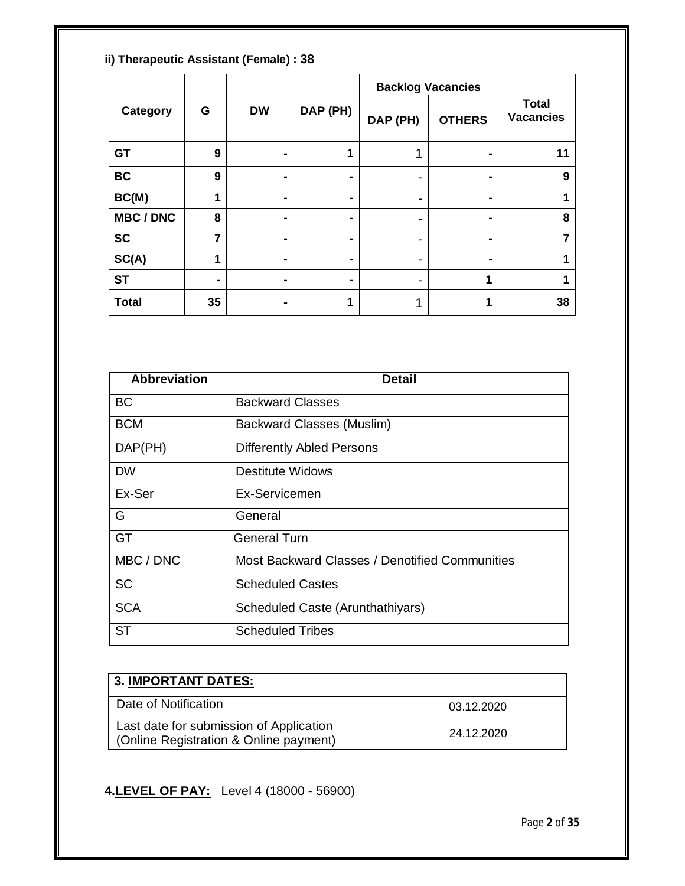**ii) Therapeutic Assistant (Female) : 38**

| Category | G | DW | DAP (PH) | Backlog Vacancies | | Total Vacancies |
|---|---|---|---|---|---|---|
| | | | | DAP (PH) | OTHERS | |
| **GT** | **9** | **-** | **1** | 1 | **-** | **11** |
| **BC** | **9** | **-** | **-** | - | **-** | **9** |
| **BC(M)** | **1** | **-** | **-** | - | **-** | **1** |
| **MBC / DNC** | **8** | **-** | **-** | - | **-** | **8** |
| **SC** | **7** | **-** | **-** | - | **-** | **7** |
| **SC(A)** | **1** | **-** | **-** | - | **-** | **1** |
| **ST** | **-** | **-** | **-** | - | **1** | **1** |
| **Total** | **35** | **-** | **1** | 1 | **1** | **38** |

| Abbreviation | Detail |
|---|---|
| BC | Backward Classes |
| BCM | Backward Classes (Muslim) |
| DAP(PH) | Differently Abled Persons |
| DW | Destitute Widows |
| Ex-Ser | Ex-Servicemen |
| G | General |
| GT | General Turn |
| MBC / DNC | Most Backward Classes / Denotified Communities |
| SC | Scheduled Castes |
| SCA | Scheduled Caste (Arunthathiyars) |
| ST | Scheduled Tribes |

| **3. IMPORTANT DATES:** | |
|---|---|
| Date of Notification | 03.12.2020 |
| Last date for submission of Application (Online Registration & Online payment) | 24.12.2020 |

**4. LEVEL OF PAY:** Level 4 (18000 - 56900)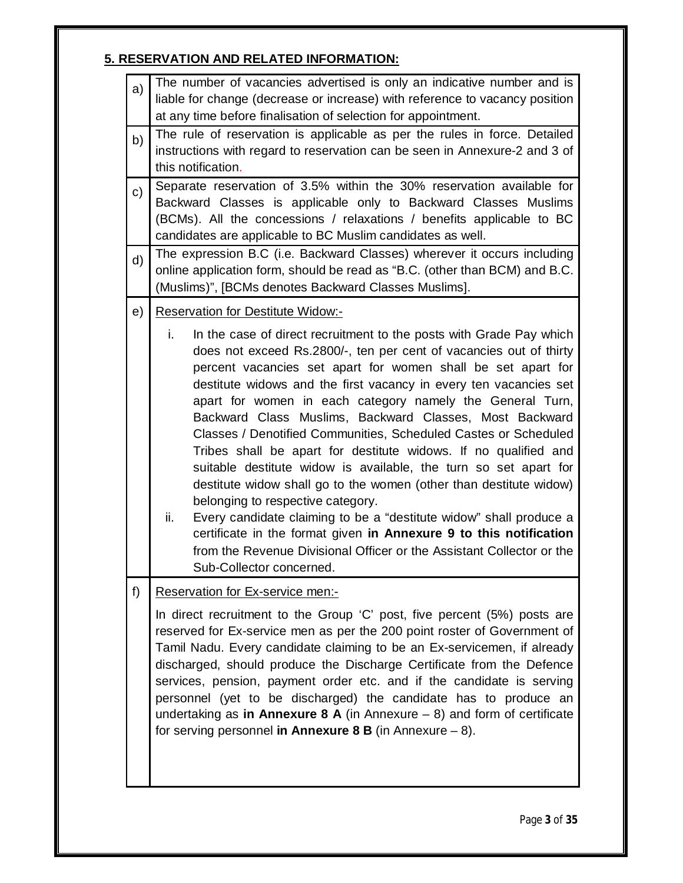## 5. RESERVATION AND RELATED INFORMATION:

| | |
|---|---|
| a) | The number of vacancies advertised is only an indicative number and is liable for change (decrease or increase) with reference to vacancy position at any time before finalisation of selection for appointment. |
| b) | The rule of reservation is applicable as per the rules in force. Detailed instructions with regard to reservation can be seen in Annexure-2 and 3 of this notification. |
| c) | Separate reservation of 3.5% within the 30% reservation available for Backward Classes is applicable only to Backward Classes Muslims (BCMs). All the concessions / relaxations / benefits applicable to BC candidates are applicable to BC Muslim candidates as well. |
| d) | The expression B.C (i.e. Backward Classes) wherever it occurs including online application form, should be read as "B.C. (other than BCM) and B.C. (Muslims)", [BCMs denotes Backward Classes Muslims]. |
| e) | Reservation for Destitute Widow:-<br><br>i. In the case of direct recruitment to the posts with Grade Pay which does not exceed Rs.2800/-, ten per cent of vacancies out of thirty percent vacancies set apart for women shall be set apart for destitute widows and the first vacancy in every ten vacancies set apart for women in each category namely the General Turn, Backward Class Muslims, Backward Classes, Most Backward Classes / Denotified Communities, Scheduled Castes or Scheduled Tribes shall be apart for destitute widows. If no qualified and suitable destitute widow is available, the turn so set apart for destitute widow shall go to the women (other than destitute widow) belonging to respective category.<br>ii. Every candidate claiming to be a "destitute widow" shall produce a certificate in the format given **in Annexure 9 to this notification** from the Revenue Divisional Officer or the Assistant Collector or the Sub-Collector concerned. |
| f) | Reservation for Ex-service men:-<br><br>In direct recruitment to the Group 'C' post, five percent (5%) posts are reserved for Ex-service men as per the 200 point roster of Government of Tamil Nadu. Every candidate claiming to be an Ex-servicemen, if already discharged, should produce the Discharge Certificate from the Defence services, pension, payment order etc. and if the candidate is serving personnel (yet to be discharged) the candidate has to produce an undertaking as **in Annexure 8 A** (in Annexure – 8) and form of certificate for serving personnel **in Annexure 8 B** (in Annexure – 8). |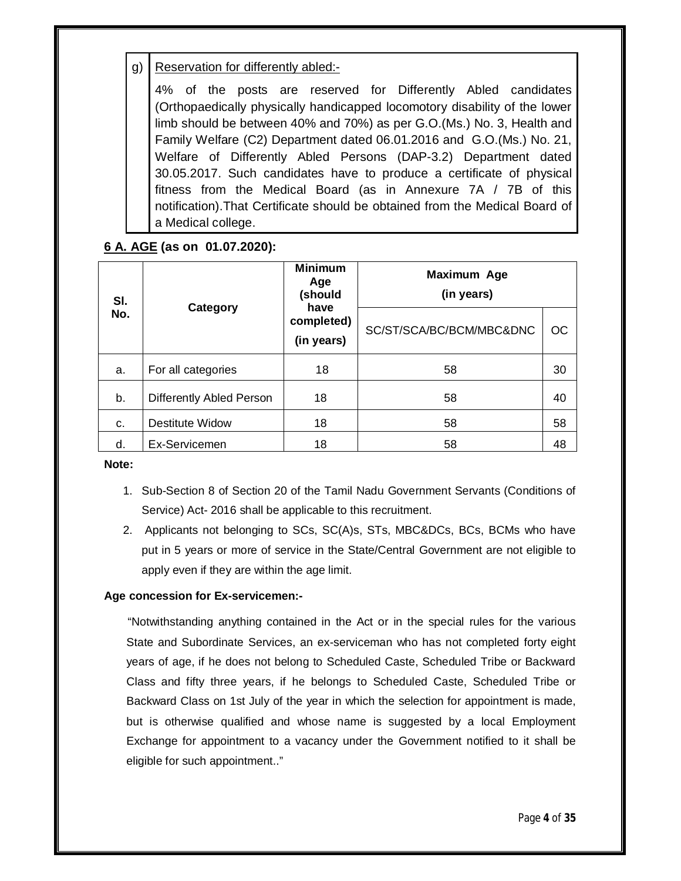g) <u>Reservation for differently abled:-</u>

4% of the posts are reserved for Differently Abled candidates (Orthopaedically physically handicapped locomotory disability of the lower limb should be between 40% and 70%) as per G.O.(Ms.) No. 3, Health and Family Welfare (C2) Department dated 06.01.2016 and G.O.(Ms.) No. 21, Welfare of Differently Abled Persons (DAP-3.2) Department dated 30.05.2017. Such candidates have to produce a certificate of physical fitness from the Medical Board (as in Annexure 7A / 7B of this notification).That Certificate should be obtained from the Medical Board of a Medical college.

## 6 A. AGE (as on 01.07.2020):

| Sl. No. | Category | Minimum Age (should have completed) (in years) | Maximum Age (in years) | |
|---|---|---|---|---|
| | | | SC/ST/SCA/BC/BCM/MBC&DNC | OC |
| a. | For all categories | 18 | 58 | 30 |
| b. | Differently Abled Person | 18 | 58 | 40 |
| c. | Destitute Widow | 18 | 58 | 58 |
| d. | Ex-Servicemen | 18 | 58 | 48 |

**Note:**

1. Sub-Section 8 of Section 20 of the Tamil Nadu Government Servants (Conditions of Service) Act- 2016 shall be applicable to this recruitment.
2. Applicants not belonging to SCs, SC(A)s, STs, MBC&DCs, BCs, BCMs who have put in 5 years or more of service in the State/Central Government are not eligible to apply even if they are within the age limit.

**Age concession for Ex-servicemen:-**

"Notwithstanding anything contained in the Act or in the special rules for the various State and Subordinate Services, an ex-serviceman who has not completed forty eight years of age, if he does not belong to Scheduled Caste, Scheduled Tribe or Backward Class and fifty three years, if he belongs to Scheduled Caste, Scheduled Tribe or Backward Class on 1st July of the year in which the selection for appointment is made, but is otherwise qualified and whose name is suggested by a local Employment Exchange for appointment to a vacancy under the Government notified to it shall be eligible for such appointment.."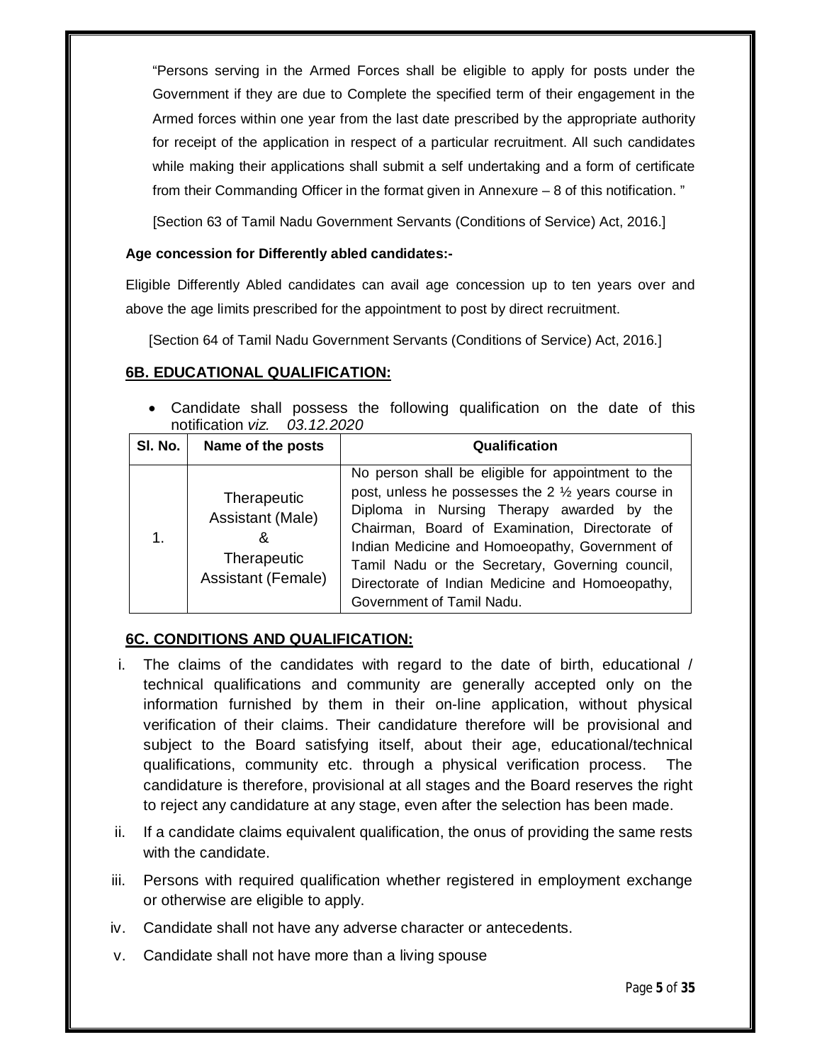"Persons serving in the Armed Forces shall be eligible to apply for posts under the Government if they are due to Complete the specified term of their engagement in the Armed forces within one year from the last date prescribed by the appropriate authority for receipt of the application in respect of a particular recruitment. All such candidates while making their applications shall submit a self undertaking and a form of certificate from their Commanding Officer in the format given in Annexure – 8 of this notification. "

[Section 63 of Tamil Nadu Government Servants (Conditions of Service) Act, 2016.]

**Age concession for Differently abled candidates:-**

Eligible Differently Abled candidates can avail age concession up to ten years over and above the age limits prescribed for the appointment to post by direct recruitment.

[Section 64 of Tamil Nadu Government Servants (Conditions of Service) Act, 2016.]

## 6B. EDUCATIONAL QUALIFICATION:

- Candidate shall possess the following qualification on the date of this notification *viz. 03.12.2020*

| Sl. No. | Name of the posts | Qualification |
|---|---|---|
| 1. | Therapeutic Assistant (Male) & Therapeutic Assistant (Female) | No person shall be eligible for appointment to the post, unless he possesses the 2 ½ years course in Diploma in Nursing Therapy awarded by the Chairman, Board of Examination, Directorate of Indian Medicine and Homoeopathy, Government of Tamil Nadu or the Secretary, Governing council, Directorate of Indian Medicine and Homoeopathy, Government of Tamil Nadu. |

## 6C. CONDITIONS AND QUALIFICATION:

i. The claims of the candidates with regard to the date of birth, educational / technical qualifications and community are generally accepted only on the information furnished by them in their on-line application, without physical verification of their claims. Their candidature therefore will be provisional and subject to the Board satisfying itself, about their age, educational/technical qualifications, community etc. through a physical verification process. The candidature is therefore, provisional at all stages and the Board reserves the right to reject any candidature at any stage, even after the selection has been made.

ii. If a candidate claims equivalent qualification, the onus of providing the same rests with the candidate.

iii. Persons with required qualification whether registered in employment exchange or otherwise are eligible to apply.

iv. Candidate shall not have any adverse character or antecedents.

v. Candidate shall not have more than a living spouse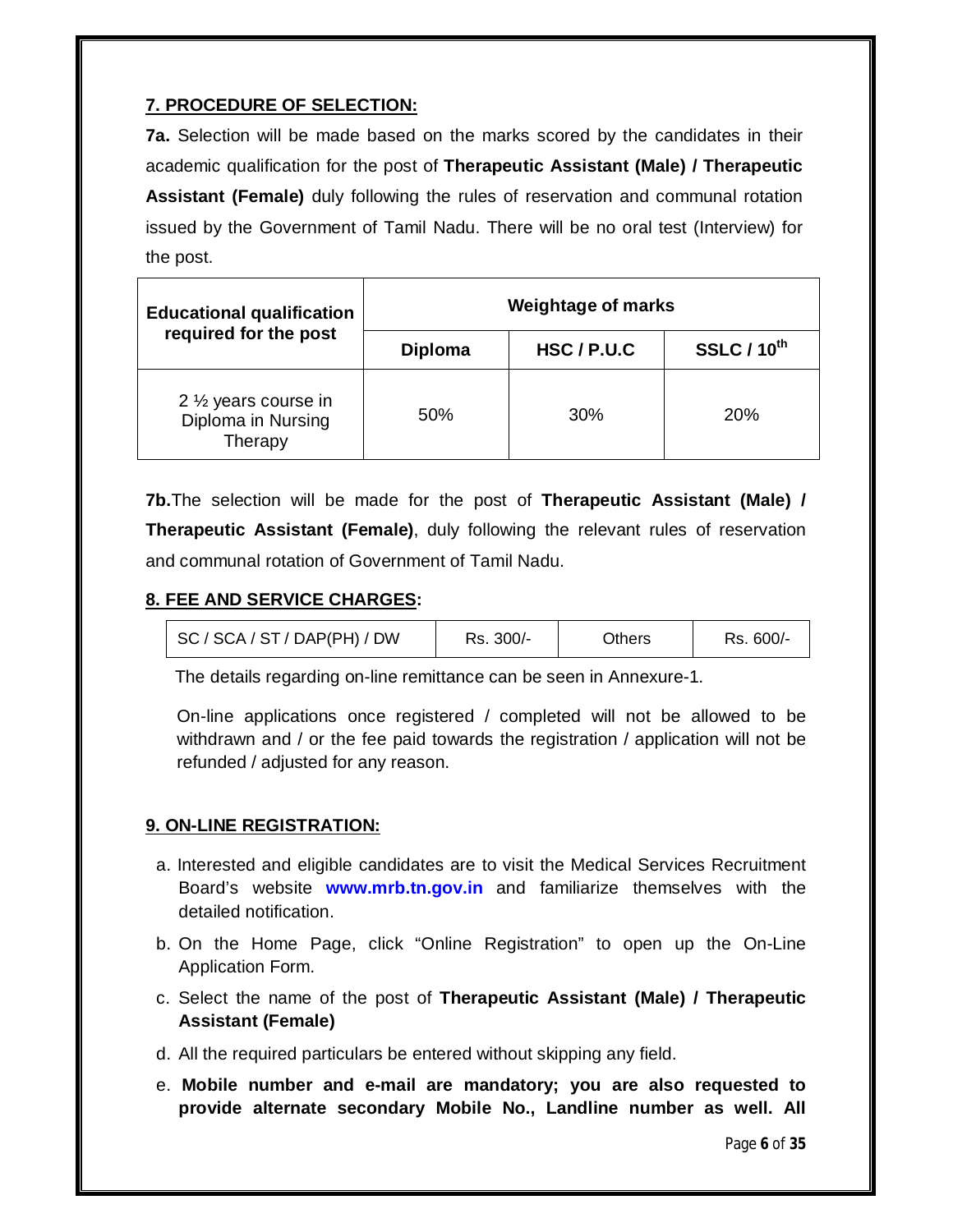### 7. PROCEDURE OF SELECTION:

**7a.** Selection will be made based on the marks scored by the candidates in their academic qualification for the post of **Therapeutic Assistant (Male) / Therapeutic Assistant (Female)** duly following the rules of reservation and communal rotation issued by the Government of Tamil Nadu. There will be no oral test (Interview) for the post.

| Educational qualification required for the post | Weightage of marks | | |
|---|---|---|---|
| | **Diploma** | **HSC / P.U.C** | **SSLC / 10th** |
| 2 ½ years course in Diploma in Nursing Therapy | 50% | 30% | 20% |

**7b.** The selection will be made for the post of **Therapeutic Assistant (Male) / Therapeutic Assistant (Female)**, duly following the relevant rules of reservation and communal rotation of Government of Tamil Nadu.

### 8. FEE AND SERVICE CHARGES:

| SC / SCA / ST / DAP(PH) / DW | Rs. 300/- | Others | Rs. 600/- |
|---|---|---|---|

The details regarding on-line remittance can be seen in Annexure-1.

On-line applications once registered / completed will not be allowed to be withdrawn and / or the fee paid towards the registration / application will not be refunded / adjusted for any reason.

### 9. ON-LINE REGISTRATION:

a. Interested and eligible candidates are to visit the Medical Services Recruitment Board's website **www.mrb.tn.gov.in** and familiarize themselves with the detailed notification.

b. On the Home Page, click "Online Registration" to open up the On-Line Application Form.

c. Select the name of the post of **Therapeutic Assistant (Male) / Therapeutic Assistant (Female)**

d. All the required particulars be entered without skipping any field.

e. **Mobile number and e-mail are mandatory; you are also requested to provide alternate secondary Mobile No., Landline number as well. All**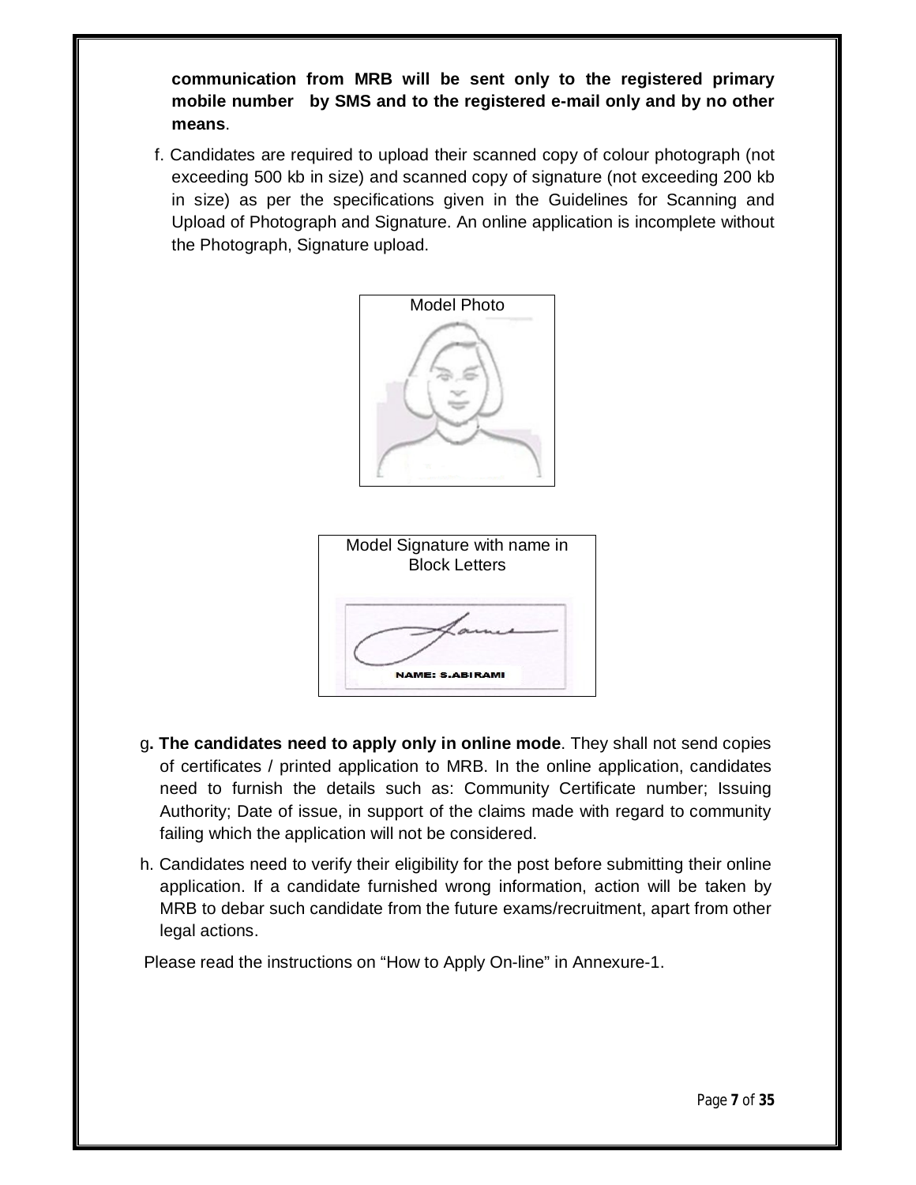**communication from MRB will be sent only to the registered primary mobile number by SMS and to the registered e-mail only and by no other means**.

f. Candidates are required to upload their scanned copy of colour photograph (not exceeding 500 kb in size) and scanned copy of signature (not exceeding 200 kb in size) as per the specifications given in the Guidelines for Scanning and Upload of Photograph and Signature. An online application is incomplete without the Photograph, Signature upload.

Model Photo

Model Signature with name in Block Letters

NAME: S.ABIRAMI

g**. The candidates need to apply only in online mode**. They shall not send copies of certificates / printed application to MRB. In the online application, candidates need to furnish the details such as: Community Certificate number; Issuing Authority; Date of issue, in support of the claims made with regard to community failing which the application will not be considered.

h. Candidates need to verify their eligibility for the post before submitting their online application. If a candidate furnished wrong information, action will be taken by MRB to debar such candidate from the future exams/recruitment, apart from other legal actions.

Please read the instructions on "How to Apply On-line" in Annexure-1.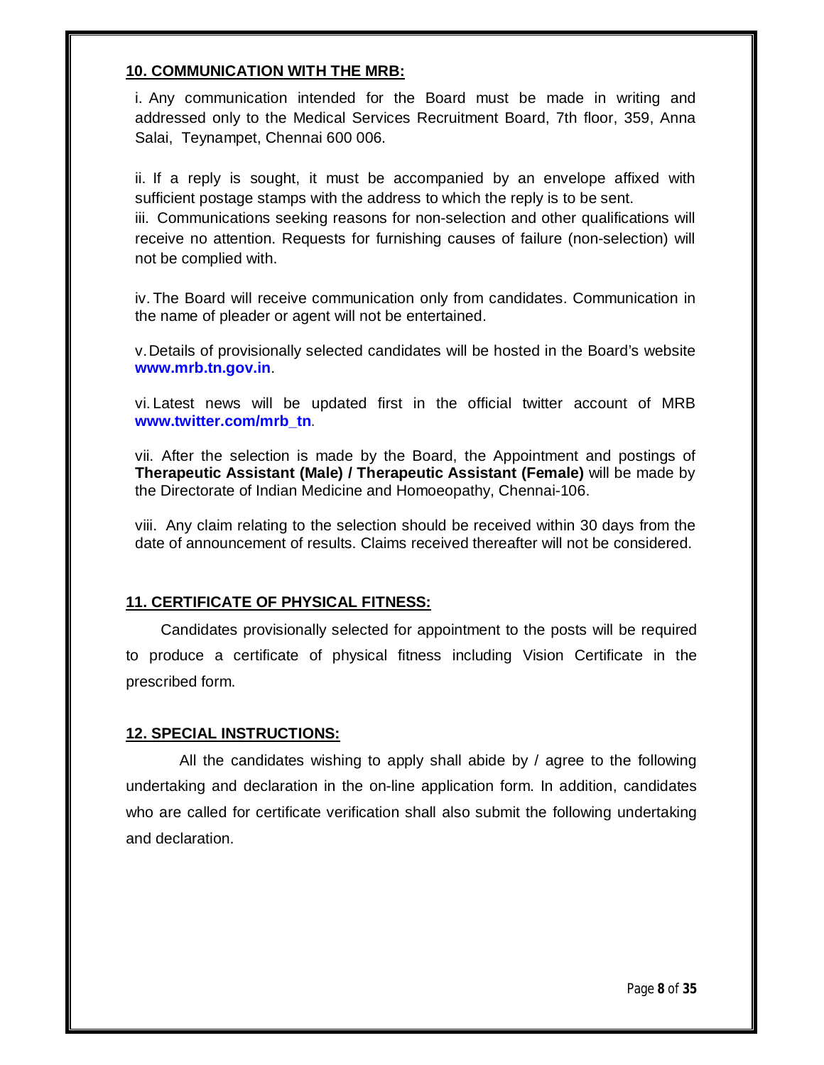## 10. COMMUNICATION WITH THE MRB:

i. Any communication intended for the Board must be made in writing and addressed only to the Medical Services Recruitment Board, 7th floor, 359, Anna Salai, Teynampet, Chennai 600 006.

ii. If a reply is sought, it must be accompanied by an envelope affixed with sufficient postage stamps with the address to which the reply is to be sent.

iii. Communications seeking reasons for non-selection and other qualifications will receive no attention. Requests for furnishing causes of failure (non-selection) will not be complied with.

iv. The Board will receive communication only from candidates. Communication in the name of pleader or agent will not be entertained.

v. Details of provisionally selected candidates will be hosted in the Board's website **www.mrb.tn.gov.in**.

vi. Latest news will be updated first in the official twitter account of MRB **www.twitter.com/mrb_tn**.

vii. After the selection is made by the Board, the Appointment and postings of **Therapeutic Assistant (Male) / Therapeutic Assistant (Female)** will be made by the Directorate of Indian Medicine and Homoeopathy, Chennai-106.

viii. Any claim relating to the selection should be received within 30 days from the date of announcement of results. Claims received thereafter will not be considered.

## 11. CERTIFICATE OF PHYSICAL FITNESS:

Candidates provisionally selected for appointment to the posts will be required to produce a certificate of physical fitness including Vision Certificate in the prescribed form.

## 12. SPECIAL INSTRUCTIONS:

All the candidates wishing to apply shall abide by / agree to the following undertaking and declaration in the on-line application form. In addition, candidates who are called for certificate verification shall also submit the following undertaking and declaration.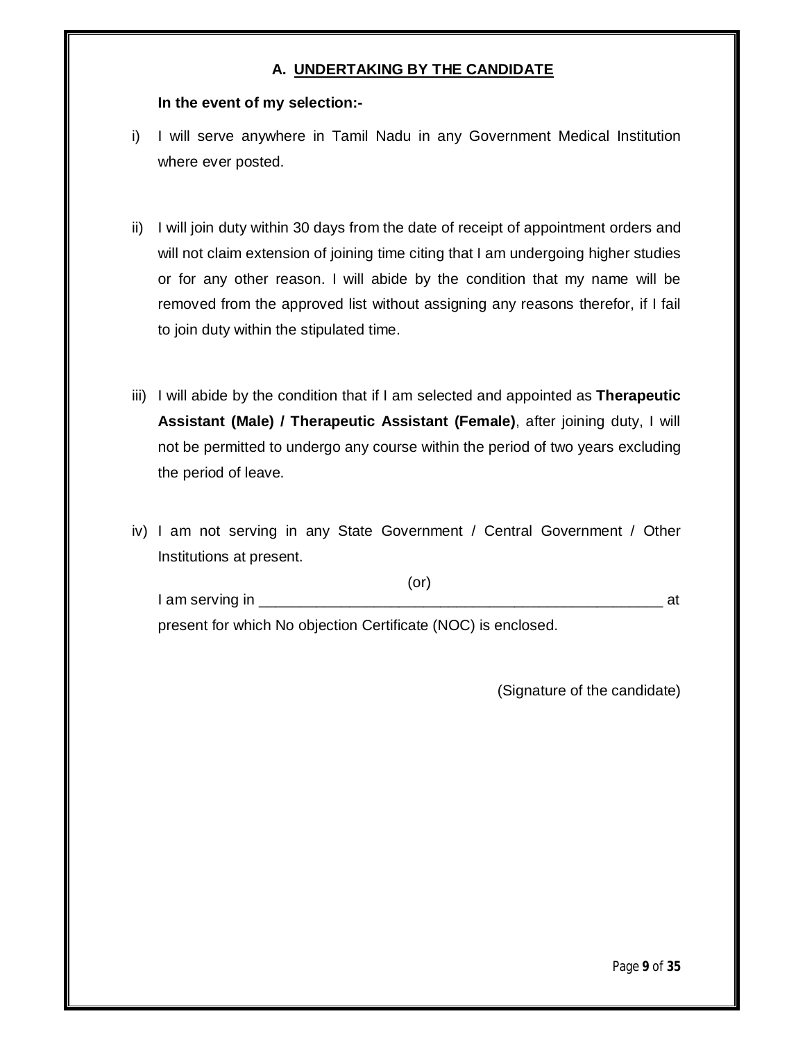## A. UNDERTAKING BY THE CANDIDATE

**In the event of my selection:-**

i) I will serve anywhere in Tamil Nadu in any Government Medical Institution where ever posted.

ii) I will join duty within 30 days from the date of receipt of appointment orders and will not claim extension of joining time citing that I am undergoing higher studies or for any other reason. I will abide by the condition that my name will be removed from the approved list without assigning any reasons therefor, if I fail to join duty within the stipulated time.

iii) I will abide by the condition that if I am selected and appointed as **Therapeutic Assistant (Male) / Therapeutic Assistant (Female)**, after joining duty, I will not be permitted to undergo any course within the period of two years excluding the period of leave.

iv) I am not serving in any State Government / Central Government / Other Institutions at present.

(or)

I am serving in ____________________________________________________ at present for which No objection Certificate (NOC) is enclosed.

(Signature of the candidate)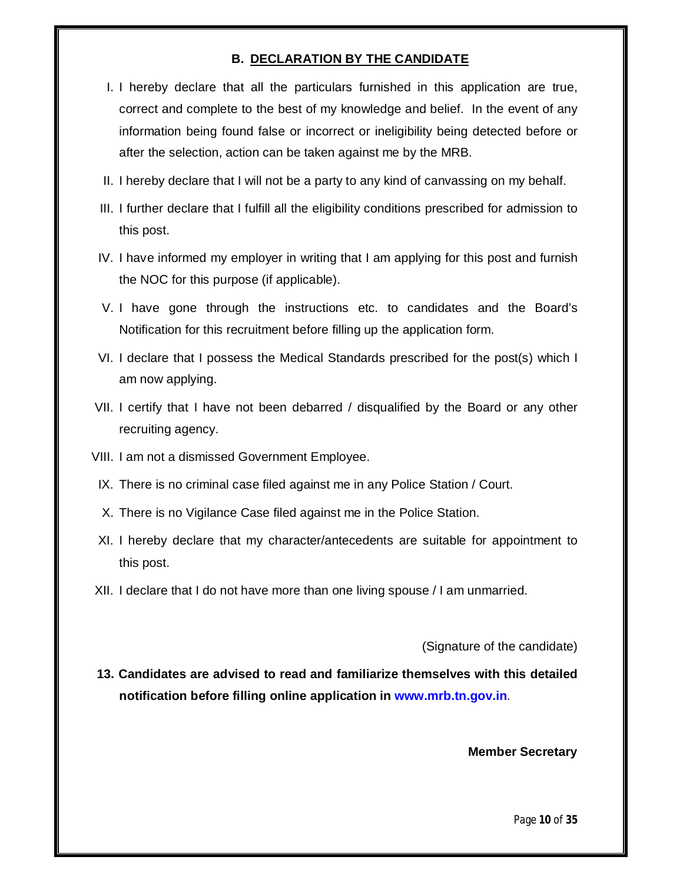## B. DECLARATION BY THE CANDIDATE

I. I hereby declare that all the particulars furnished in this application are true, correct and complete to the best of my knowledge and belief. In the event of any information being found false or incorrect or ineligibility being detected before or after the selection, action can be taken against me by the MRB.

II. I hereby declare that I will not be a party to any kind of canvassing on my behalf.

III. I further declare that I fulfill all the eligibility conditions prescribed for admission to this post.

IV. I have informed my employer in writing that I am applying for this post and furnish the NOC for this purpose (if applicable).

V. I have gone through the instructions etc. to candidates and the Board's Notification for this recruitment before filling up the application form.

VI. I declare that I possess the Medical Standards prescribed for the post(s) which I am now applying.

VII. I certify that I have not been debarred / disqualified by the Board or any other recruiting agency.

VIII. I am not a dismissed Government Employee.

IX. There is no criminal case filed against me in any Police Station / Court.

X. There is no Vigilance Case filed against me in the Police Station.

XI. I hereby declare that my character/antecedents are suitable for appointment to this post.

XII. I declare that I do not have more than one living spouse / I am unmarried.

(Signature of the candidate)

**13. Candidates are advised to read and familiarize themselves with this detailed notification before filling online application in www.mrb.tn.gov.in.**

**Member Secretary**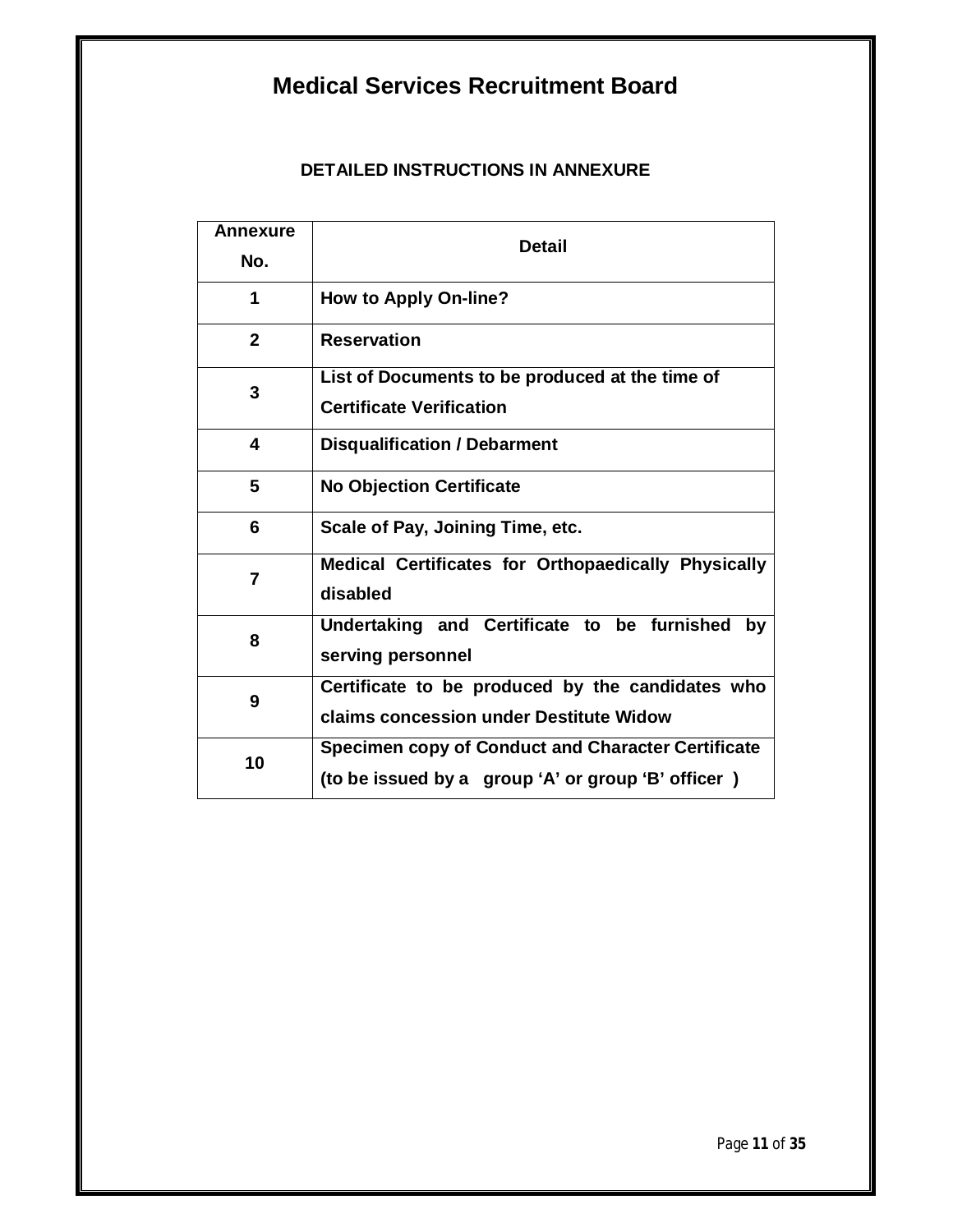# Medical Services Recruitment Board

## DETAILED INSTRUCTIONS IN ANNEXURE

| Annexure No. | Detail |
|---|---|
| 1 | How to Apply On-line? |
| 2 | Reservation |
| 3 | List of Documents to be produced at the time of Certificate Verification |
| 4 | Disqualification / Debarment |
| 5 | No Objection Certificate |
| 6 | Scale of Pay, Joining Time, etc. |
| 7 | Medical Certificates for Orthopaedically Physically disabled |
| 8 | Undertaking and Certificate to be furnished by serving personnel |
| 9 | Certificate to be produced by the candidates who claims concession under Destitute Widow |
| 10 | Specimen copy of Conduct and Character Certificate (to be issued by a group 'A' or group 'B' officer ) |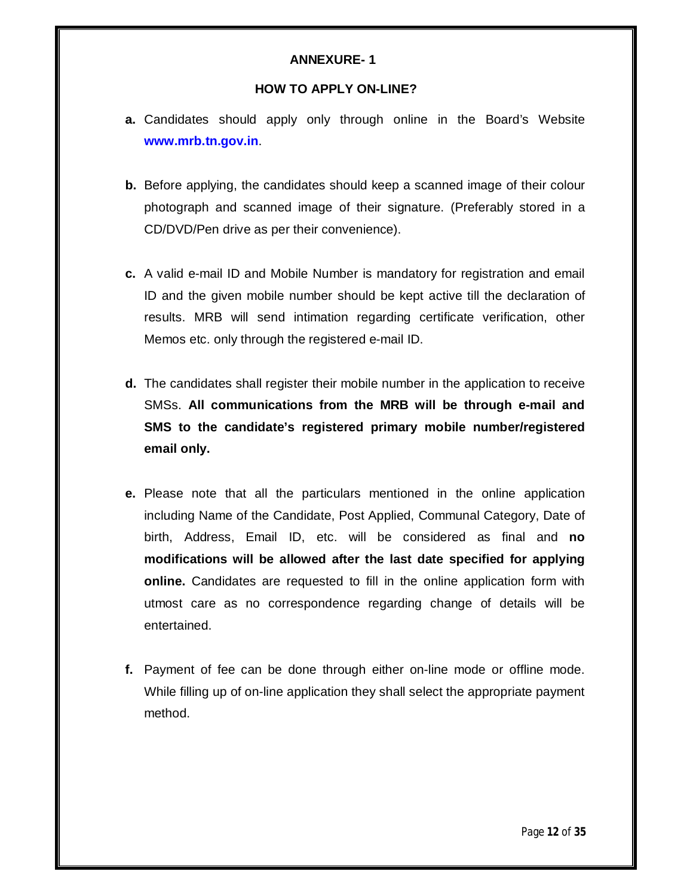## ANNEXURE- 1

### HOW TO APPLY ON-LINE?

**a.** Candidates should apply only through online in the Board's Website **www.mrb.tn.gov.in**.

**b.** Before applying, the candidates should keep a scanned image of their colour photograph and scanned image of their signature. (Preferably stored in a CD/DVD/Pen drive as per their convenience).

**c.** A valid e-mail ID and Mobile Number is mandatory for registration and email ID and the given mobile number should be kept active till the declaration of results. MRB will send intimation regarding certificate verification, other Memos etc. only through the registered e-mail ID.

**d.** The candidates shall register their mobile number in the application to receive SMSs. **All communications from the MRB will be through e-mail and SMS to the candidate's registered primary mobile number/registered email only.**

**e.** Please note that all the particulars mentioned in the online application including Name of the Candidate, Post Applied, Communal Category, Date of birth, Address, Email ID, etc. will be considered as final and **no modifications will be allowed after the last date specified for applying online.** Candidates are requested to fill in the online application form with utmost care as no correspondence regarding change of details will be entertained.

**f.** Payment of fee can be done through either on-line mode or offline mode. While filling up of on-line application they shall select the appropriate payment method.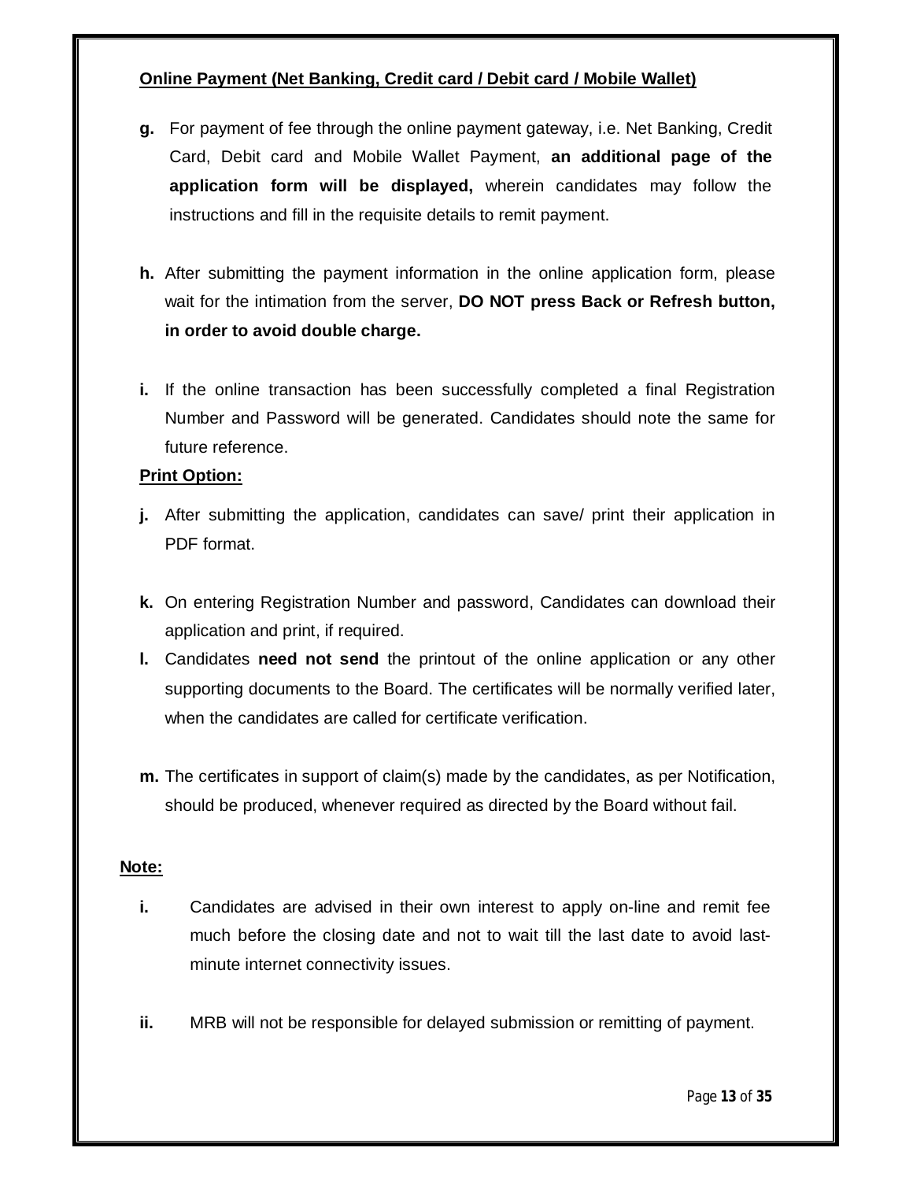**Online Payment (Net Banking, Credit card / Debit card / Mobile Wallet)**

**g.** For payment of fee through the online payment gateway, i.e. Net Banking, Credit Card, Debit card and Mobile Wallet Payment, **an additional page of the application form will be displayed,** wherein candidates may follow the instructions and fill in the requisite details to remit payment.

**h.** After submitting the payment information in the online application form, please wait for the intimation from the server, **DO NOT press Back or Refresh button, in order to avoid double charge.**

**i.** If the online transaction has been successfully completed a final Registration Number and Password will be generated. Candidates should note the same for future reference.

**Print Option:**

**j.** After submitting the application, candidates can save/ print their application in PDF format.

**k.** On entering Registration Number and password, Candidates can download their application and print, if required.

**l.** Candidates **need not send** the printout of the online application or any other supporting documents to the Board. The certificates will be normally verified later, when the candidates are called for certificate verification.

**m.** The certificates in support of claim(s) made by the candidates, as per Notification, should be produced, whenever required as directed by the Board without fail.

**Note:**

**i.** Candidates are advised in their own interest to apply on-line and remit fee much before the closing date and not to wait till the last date to avoid last-minute internet connectivity issues.

**ii.** MRB will not be responsible for delayed submission or remitting of payment.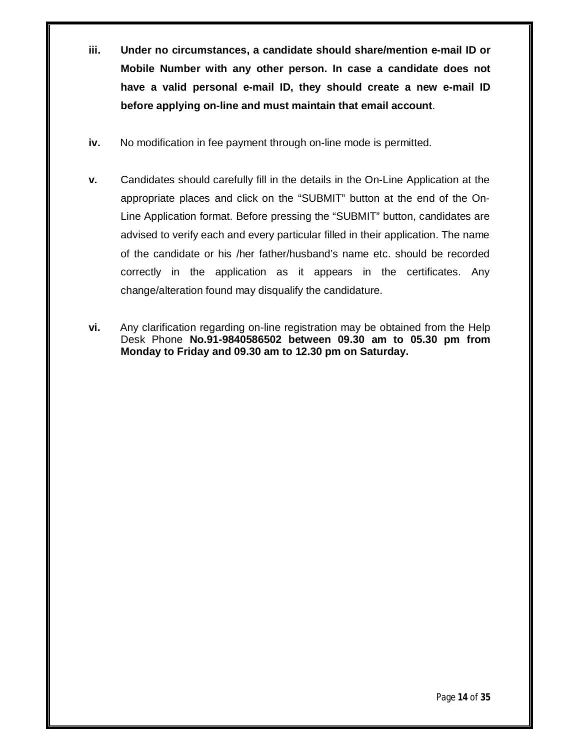iii. **Under no circumstances, a candidate should share/mention e-mail ID or Mobile Number with any other person. In case a candidate does not have a valid personal e-mail ID, they should create a new e-mail ID before applying on-line and must maintain that email account**.

iv. No modification in fee payment through on-line mode is permitted.

v. Candidates should carefully fill in the details in the On-Line Application at the appropriate places and click on the "SUBMIT" button at the end of the On-Line Application format. Before pressing the "SUBMIT" button, candidates are advised to verify each and every particular filled in their application. The name of the candidate or his /her father/husband's name etc. should be recorded correctly in the application as it appears in the certificates. Any change/alteration found may disqualify the candidature.

vi. Any clarification regarding on-line registration may be obtained from the Help Desk Phone **No.91-9840586502 between 09.30 am to 05.30 pm from Monday to Friday and 09.30 am to 12.30 pm on Saturday.**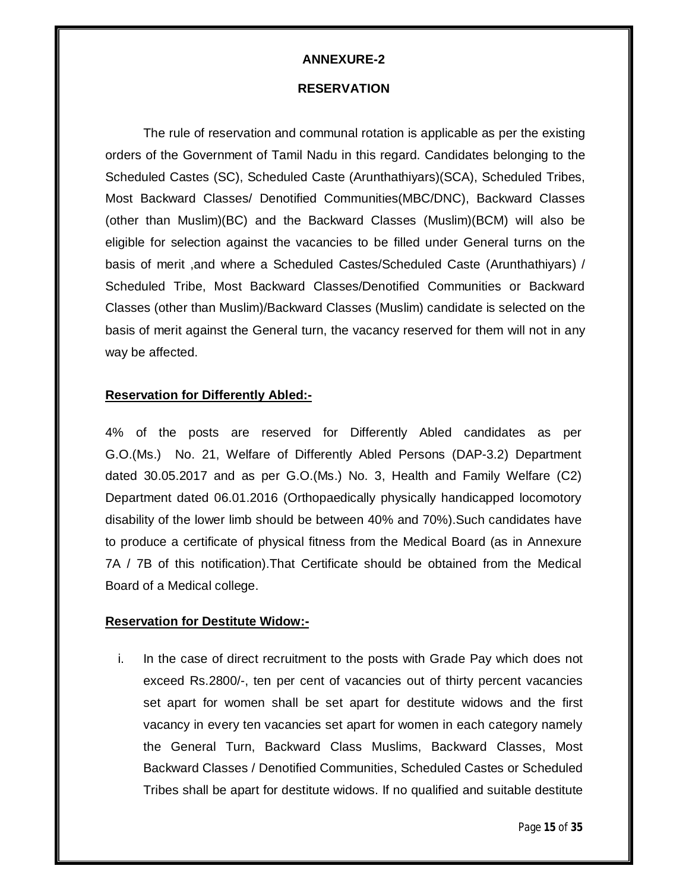## ANNEXURE-2

## RESERVATION

The rule of reservation and communal rotation is applicable as per the existing orders of the Government of Tamil Nadu in this regard. Candidates belonging to the Scheduled Castes (SC), Scheduled Caste (Arunthathiyars)(SCA), Scheduled Tribes, Most Backward Classes/ Denotified Communities(MBC/DNC), Backward Classes (other than Muslim)(BC) and the Backward Classes (Muslim)(BCM) will also be eligible for selection against the vacancies to be filled under General turns on the basis of merit ,and where a Scheduled Castes/Scheduled Caste (Arunthathiyars) / Scheduled Tribe, Most Backward Classes/Denotified Communities or Backward Classes (other than Muslim)/Backward Classes (Muslim) candidate is selected on the basis of merit against the General turn, the vacancy reserved for them will not in any way be affected.

**Reservation for Differently Abled:-**

4% of the posts are reserved for Differently Abled candidates as per G.O.(Ms.) No. 21, Welfare of Differently Abled Persons (DAP-3.2) Department dated 30.05.2017 and as per G.O.(Ms.) No. 3, Health and Family Welfare (C2) Department dated 06.01.2016 (Orthopaedically physically handicapped locomotory disability of the lower limb should be between 40% and 70%).Such candidates have to produce a certificate of physical fitness from the Medical Board (as in Annexure 7A / 7B of this notification).That Certificate should be obtained from the Medical Board of a Medical college.

**Reservation for Destitute Widow:-**

i. In the case of direct recruitment to the posts with Grade Pay which does not exceed Rs.2800/-, ten per cent of vacancies out of thirty percent vacancies set apart for women shall be set apart for destitute widows and the first vacancy in every ten vacancies set apart for women in each category namely the General Turn, Backward Class Muslims, Backward Classes, Most Backward Classes / Denotified Communities, Scheduled Castes or Scheduled Tribes shall be apart for destitute widows. If no qualified and suitable destitute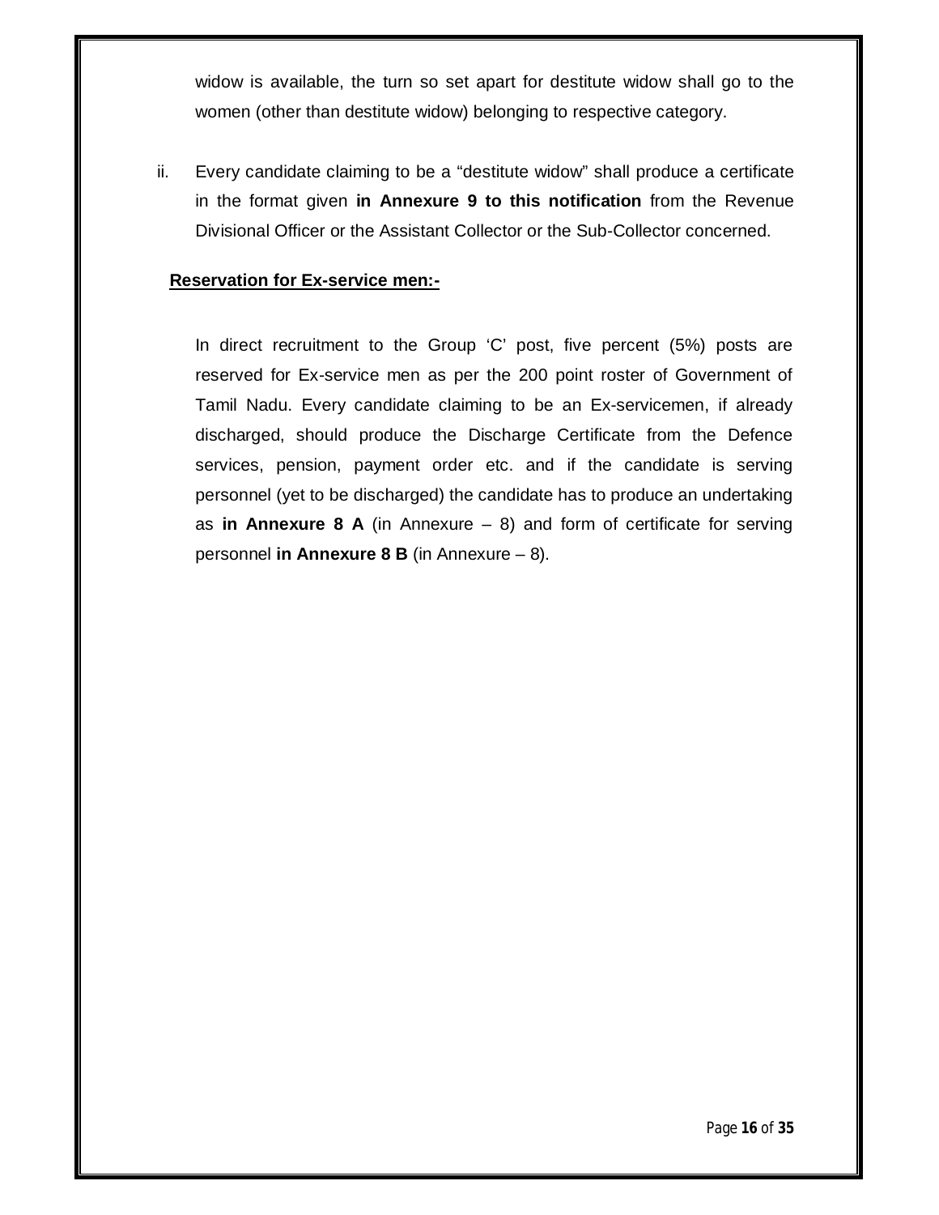widow is available, the turn so set apart for destitute widow shall go to the women (other than destitute widow) belonging to respective category.

ii. Every candidate claiming to be a “destitute widow” shall produce a certificate in the format given **in Annexure 9 to this notification** from the Revenue Divisional Officer or the Assistant Collector or the Sub-Collector concerned.

**Reservation for Ex-service men:-**

In direct recruitment to the Group ‘C’ post, five percent (5%) posts are reserved for Ex-service men as per the 200 point roster of Government of Tamil Nadu. Every candidate claiming to be an Ex-servicemen, if already discharged, should produce the Discharge Certificate from the Defence services, pension, payment order etc. and if the candidate is serving personnel (yet to be discharged) the candidate has to produce an undertaking as **in Annexure 8 A** (in Annexure – 8) and form of certificate for serving personnel **in Annexure 8 B** (in Annexure – 8).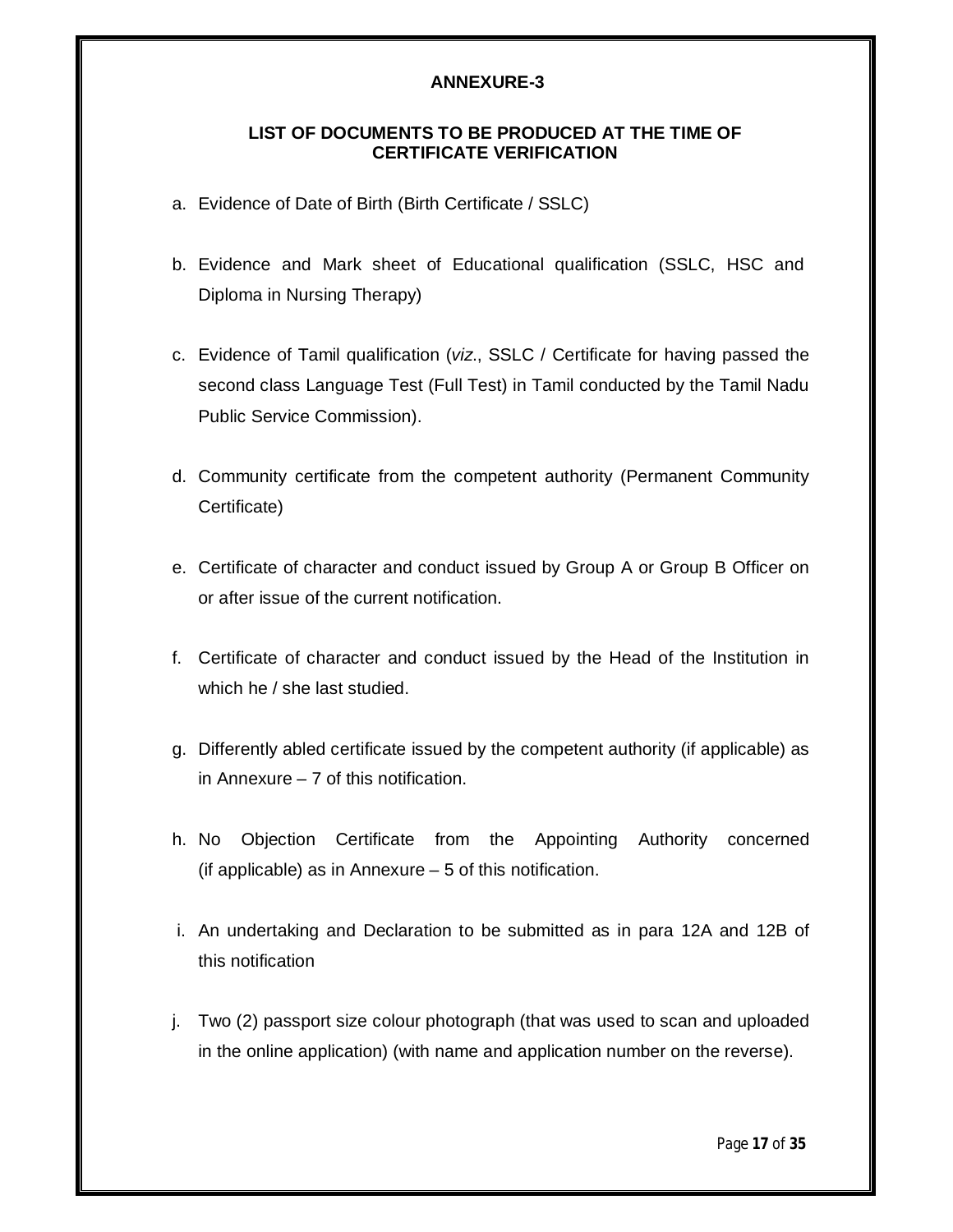# ANNEXURE-3

## LIST OF DOCUMENTS TO BE PRODUCED AT THE TIME OF CERTIFICATE VERIFICATION

a. Evidence of Date of Birth (Birth Certificate / SSLC)

b. Evidence and Mark sheet of Educational qualification (SSLC, HSC and Diploma in Nursing Therapy)

c. Evidence of Tamil qualification (*viz*., SSLC / Certificate for having passed the second class Language Test (Full Test) in Tamil conducted by the Tamil Nadu Public Service Commission).

d. Community certificate from the competent authority (Permanent Community Certificate)

e. Certificate of character and conduct issued by Group A or Group B Officer on or after issue of the current notification.

f. Certificate of character and conduct issued by the Head of the Institution in which he / she last studied.

g. Differently abled certificate issued by the competent authority (if applicable) as in Annexure – 7 of this notification.

h. No Objection Certificate from the Appointing Authority concerned (if applicable) as in Annexure – 5 of this notification.

i. An undertaking and Declaration to be submitted as in para 12A and 12B of this notification

j. Two (2) passport size colour photograph (that was used to scan and uploaded in the online application) (with name and application number on the reverse).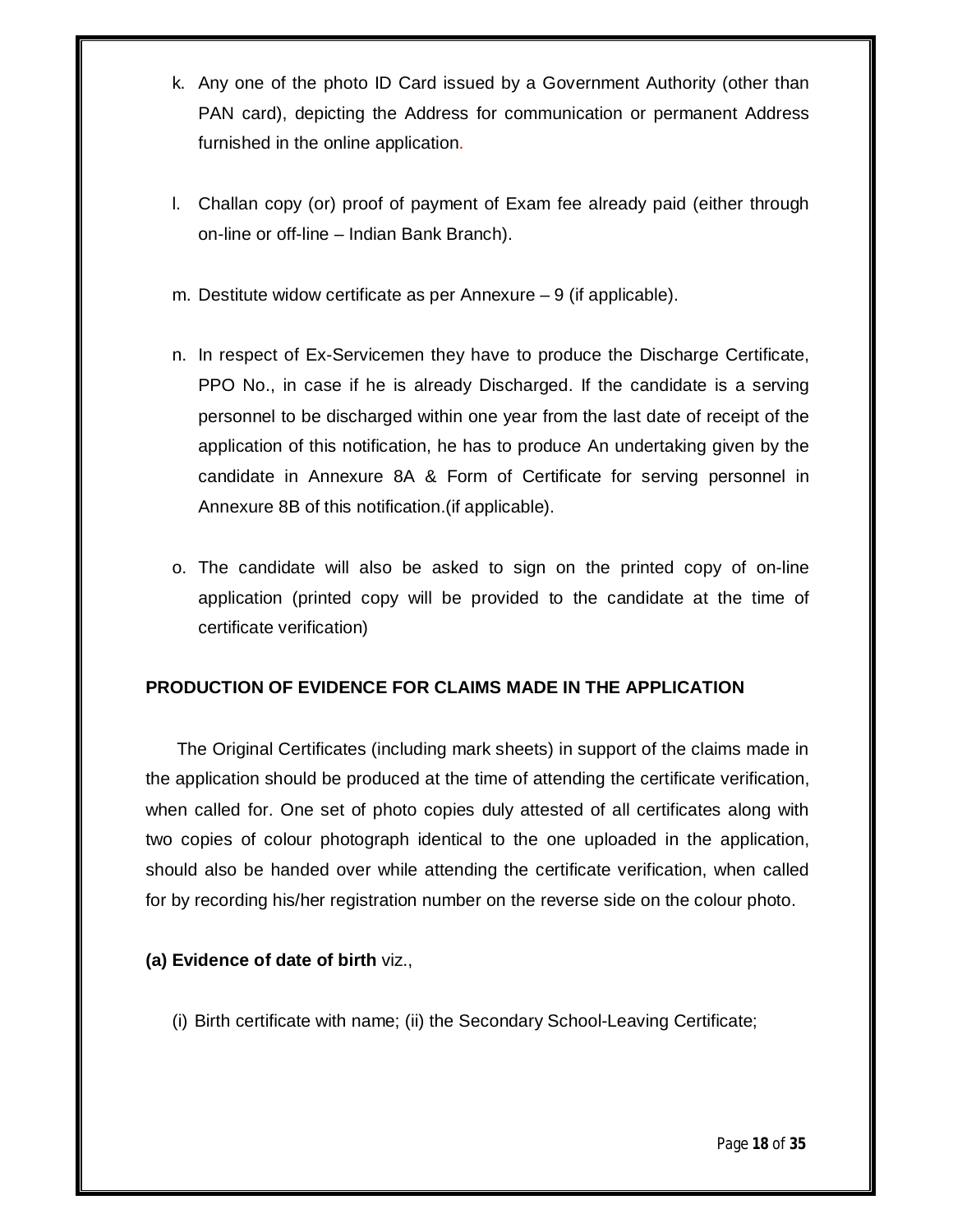k. Any one of the photo ID Card issued by a Government Authority (other than PAN card), depicting the Address for communication or permanent Address furnished in the online application.

l. Challan copy (or) proof of payment of Exam fee already paid (either through on-line or off-line – Indian Bank Branch).

m. Destitute widow certificate as per Annexure – 9 (if applicable).

n. In respect of Ex-Servicemen they have to produce the Discharge Certificate, PPO No., in case if he is already Discharged. If the candidate is a serving personnel to be discharged within one year from the last date of receipt of the application of this notification, he has to produce An undertaking given by the candidate in Annexure 8A & Form of Certificate for serving personnel in Annexure 8B of this notification.(if applicable).

o. The candidate will also be asked to sign on the printed copy of on-line application (printed copy will be provided to the candidate at the time of certificate verification)

**PRODUCTION OF EVIDENCE FOR CLAIMS MADE IN THE APPLICATION**

The Original Certificates (including mark sheets) in support of the claims made in the application should be produced at the time of attending the certificate verification, when called for. One set of photo copies duly attested of all certificates along with two copies of colour photograph identical to the one uploaded in the application, should also be handed over while attending the certificate verification, when called for by recording his/her registration number on the reverse side on the colour photo.

**(a) Evidence of date of birth** viz.,

(i) Birth certificate with name; (ii) the Secondary School-Leaving Certificate;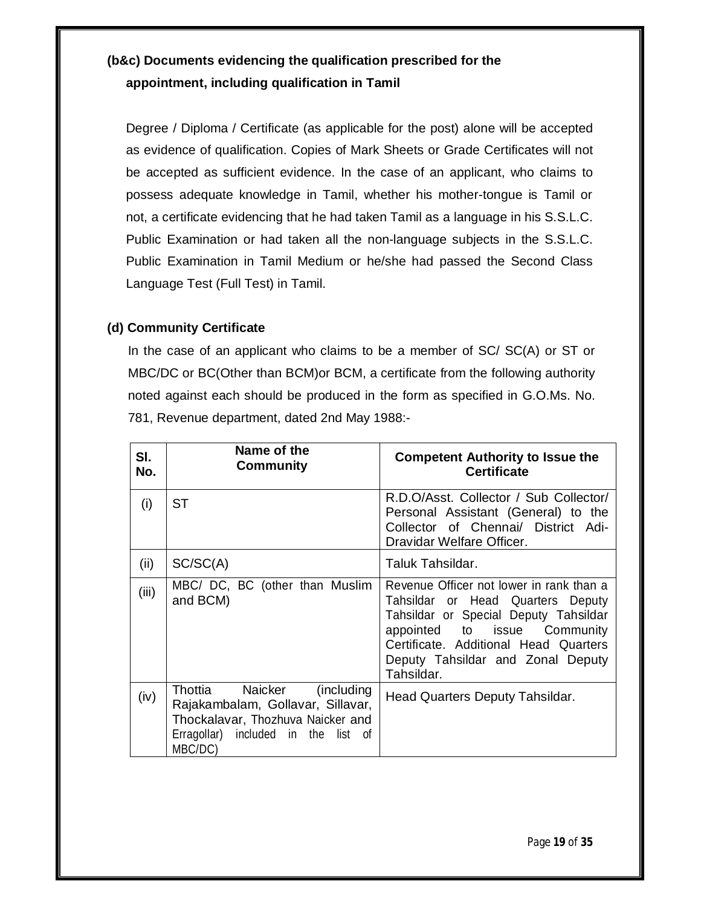**(b&c) Documents evidencing the qualification prescribed for the appointment, including qualification in Tamil**

Degree / Diploma / Certificate (as applicable for the post) alone will be accepted as evidence of qualification. Copies of Mark Sheets or Grade Certificates will not be accepted as sufficient evidence. In the case of an applicant, who claims to possess adequate knowledge in Tamil, whether his mother-tongue is Tamil or not, a certificate evidencing that he had taken Tamil as a language in his S.S.L.C. Public Examination or had taken all the non-language subjects in the S.S.L.C. Public Examination in Tamil Medium or he/she had passed the Second Class Language Test (Full Test) in Tamil.

**(d) Community Certificate**

In the case of an applicant who claims to be a member of SC/ SC(A) or ST or MBC/DC or BC(Other than BCM)or BCM, a certificate from the following authority noted against each should be produced in the form as specified in G.O.Ms. No. 781, Revenue department, dated 2nd May 1988:-

| Sl. No. | Name of the Community | Competent Authority to Issue the Certificate |
|---|---|---|
| (i) | ST | R.D.O/Asst. Collector / Sub Collector/ Personal Assistant (General) to the Collector of Chennai/ District Adi-Dravidar Welfare Officer. |
| (ii) | SC/SC(A) | Taluk Tahsildar. |
| (iii) | MBC/ DC, BC (other than Muslim and BCM) | Revenue Officer not lower in rank than a Tahsildar or Head Quarters Deputy Tahsildar or Special Deputy Tahsildar appointed to issue Community Certificate. Additional Head Quarters Deputy Tahsildar and Zonal Deputy Tahsildar. |
| (iv) | Thottia Naicker (including Rajakambalam, Gollavar, Sillavar, Thockalavar, Thozhuva Naicker and Erragollar) included in the list of MBC/DC) | Head Quarters Deputy Tahsildar. |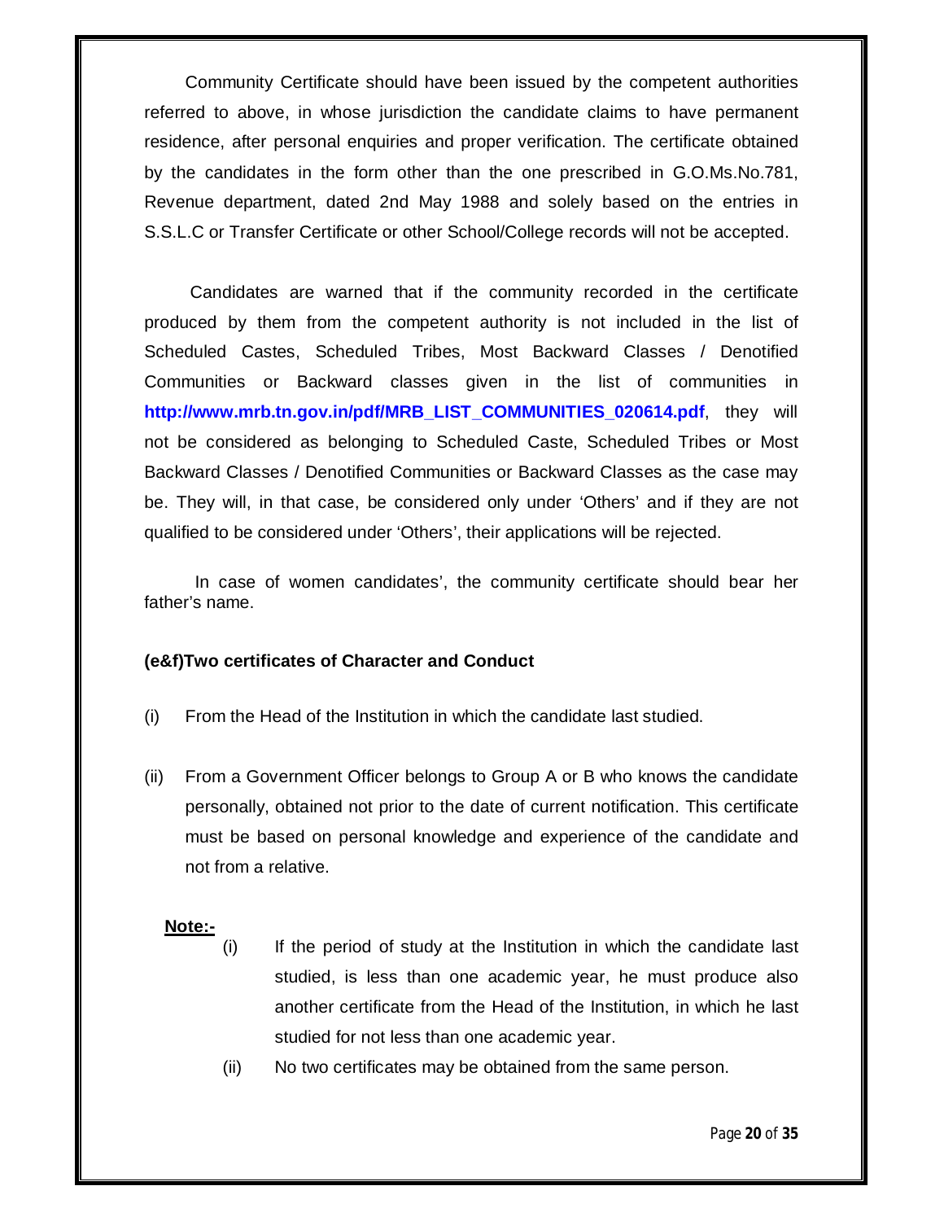Community Certificate should have been issued by the competent authorities referred to above, in whose jurisdiction the candidate claims to have permanent residence, after personal enquiries and proper verification. The certificate obtained by the candidates in the form other than the one prescribed in G.O.Ms.No.781, Revenue department, dated 2nd May 1988 and solely based on the entries in S.S.L.C or Transfer Certificate or other School/College records will not be accepted.

Candidates are warned that if the community recorded in the certificate produced by them from the competent authority is not included in the list of Scheduled Castes, Scheduled Tribes, Most Backward Classes / Denotified Communities or Backward classes given in the list of communities in **http://www.mrb.tn.gov.in/pdf/MRB_LIST_COMMUNITIES_020614.pdf**, they will not be considered as belonging to Scheduled Caste, Scheduled Tribes or Most Backward Classes / Denotified Communities or Backward Classes as the case may be. They will, in that case, be considered only under 'Others' and if they are not qualified to be considered under 'Others', their applications will be rejected.

In case of women candidates', the community certificate should bear her father's name.

**(e&f)Two certificates of Character and Conduct**

(i) From the Head of the Institution in which the candidate last studied.

(ii) From a Government Officer belongs to Group A or B who knows the candidate personally, obtained not prior to the date of current notification. This certificate must be based on personal knowledge and experience of the candidate and not from a relative.

**Note:-**

(i) If the period of study at the Institution in which the candidate last studied, is less than one academic year, he must produce also another certificate from the Head of the Institution, in which he last studied for not less than one academic year.

(ii) No two certificates may be obtained from the same person.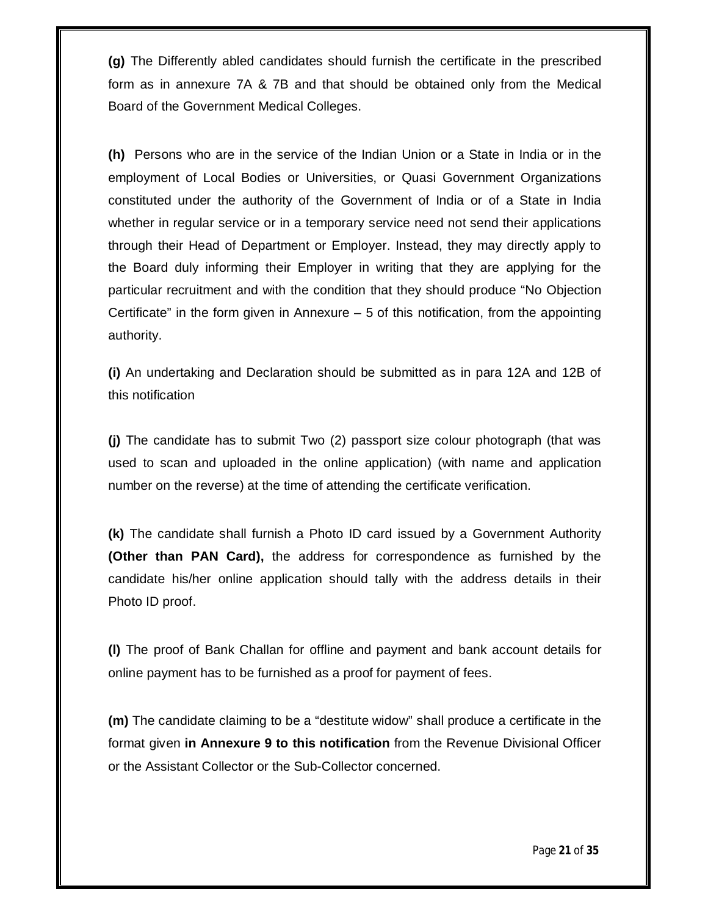**(g)** The Differently abled candidates should furnish the certificate in the prescribed form as in annexure 7A & 7B and that should be obtained only from the Medical Board of the Government Medical Colleges.

**(h)** Persons who are in the service of the Indian Union or a State in India or in the employment of Local Bodies or Universities, or Quasi Government Organizations constituted under the authority of the Government of India or of a State in India whether in regular service or in a temporary service need not send their applications through their Head of Department or Employer. Instead, they may directly apply to the Board duly informing their Employer in writing that they are applying for the particular recruitment and with the condition that they should produce "No Objection Certificate" in the form given in Annexure – 5 of this notification, from the appointing authority.

**(i)** An undertaking and Declaration should be submitted as in para 12A and 12B of this notification

**(j)** The candidate has to submit Two (2) passport size colour photograph (that was used to scan and uploaded in the online application) (with name and application number on the reverse) at the time of attending the certificate verification.

**(k)** The candidate shall furnish a Photo ID card issued by a Government Authority **(Other than PAN Card),** the address for correspondence as furnished by the candidate his/her online application should tally with the address details in their Photo ID proof.

**(l)** The proof of Bank Challan for offline and payment and bank account details for online payment has to be furnished as a proof for payment of fees.

**(m)** The candidate claiming to be a "destitute widow" shall produce a certificate in the format given **in Annexure 9 to this notification** from the Revenue Divisional Officer or the Assistant Collector or the Sub-Collector concerned.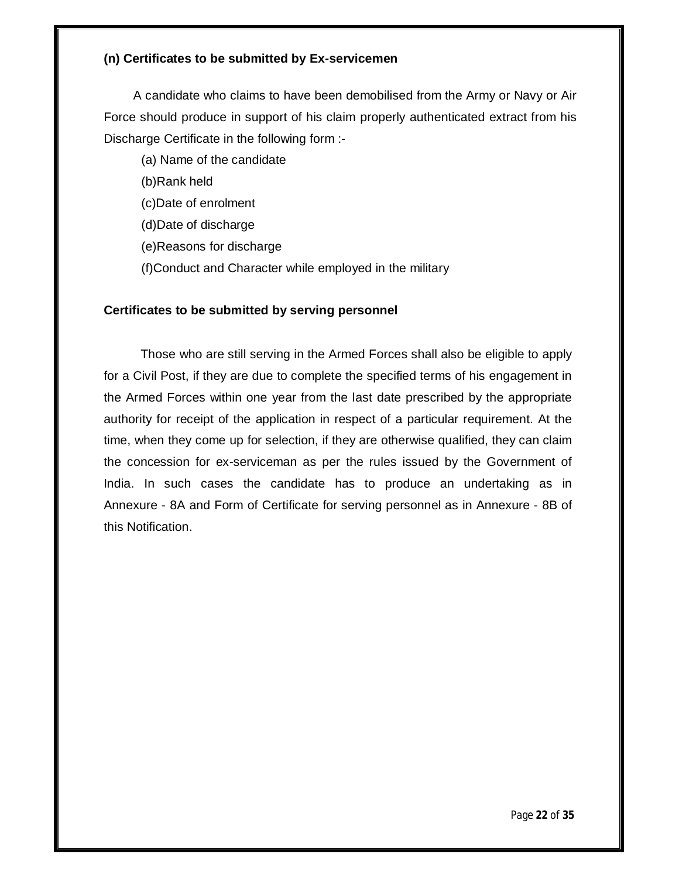**(n) Certificates to be submitted by Ex-servicemen**

A candidate who claims to have been demobilised from the Army or Navy or Air Force should produce in support of his claim properly authenticated extract from his Discharge Certificate in the following form :-

(a) Name of the candidate

(b)Rank held

(c)Date of enrolment

(d)Date of discharge

(e)Reasons for discharge

(f)Conduct and Character while employed in the military

**Certificates to be submitted by serving personnel**

Those who are still serving in the Armed Forces shall also be eligible to apply for a Civil Post, if they are due to complete the specified terms of his engagement in the Armed Forces within one year from the last date prescribed by the appropriate authority for receipt of the application in respect of a particular requirement. At the time, when they come up for selection, if they are otherwise qualified, they can claim the concession for ex-serviceman as per the rules issued by the Government of India. In such cases the candidate has to produce an undertaking as in Annexure - 8A and Form of Certificate for serving personnel as in Annexure - 8B of this Notification.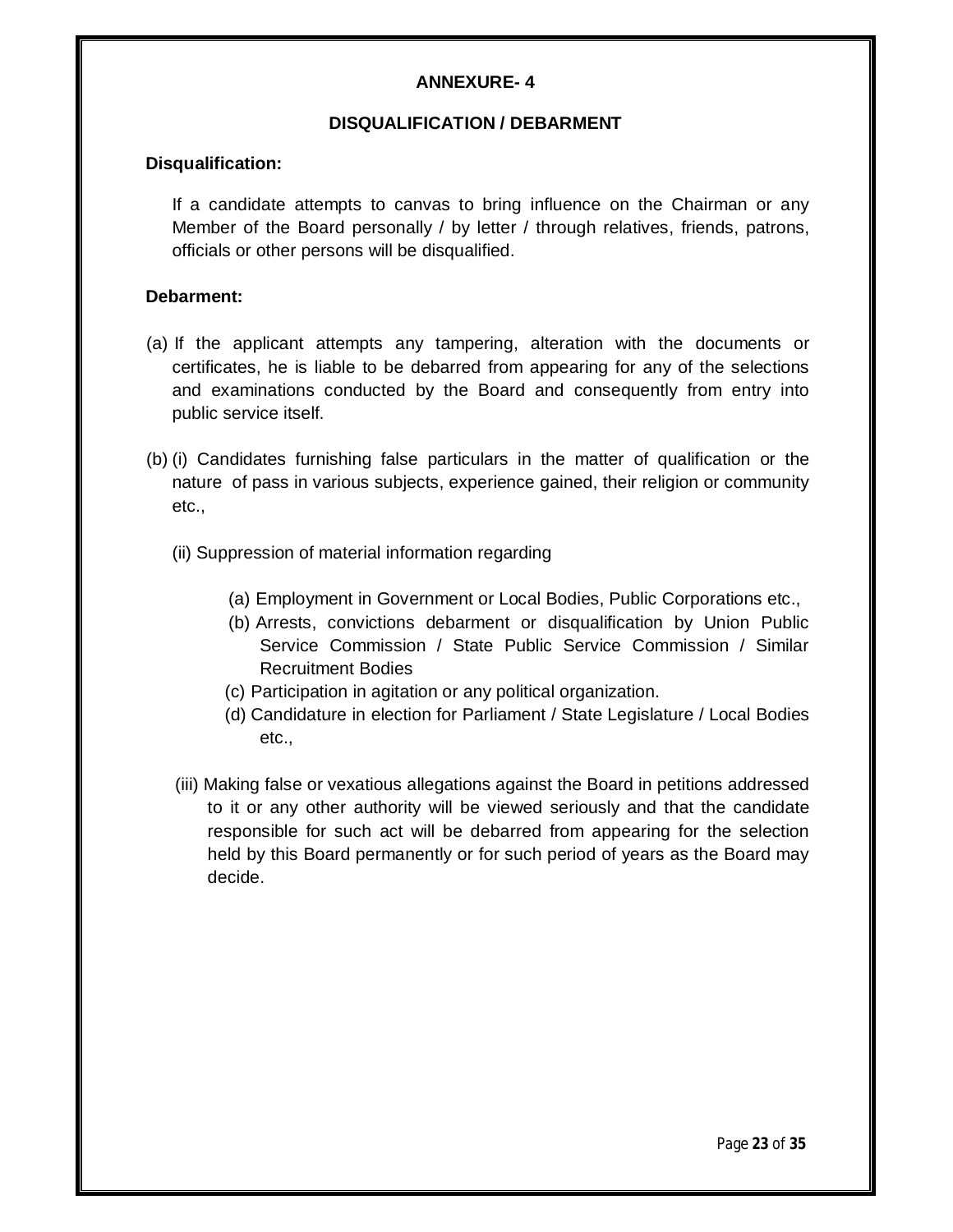## ANNEXURE- 4

### DISQUALIFICATION / DEBARMENT

**Disqualification:**

If a candidate attempts to canvas to bring influence on the Chairman or any Member of the Board personally / by letter / through relatives, friends, patrons, officials or other persons will be disqualified.

**Debarment:**

(a) If the applicant attempts any tampering, alteration with the documents or certificates, he is liable to be debarred from appearing for any of the selections and examinations conducted by the Board and consequently from entry into public service itself.

(b) (i) Candidates furnishing false particulars in the matter of qualification or the nature of pass in various subjects, experience gained, their religion or community etc.,

(ii) Suppression of material information regarding

- (a) Employment in Government or Local Bodies, Public Corporations etc.,
- (b) Arrests, convictions debarment or disqualification by Union Public Service Commission / State Public Service Commission / Similar Recruitment Bodies
- (c) Participation in agitation or any political organization.
- (d) Candidature in election for Parliament / State Legislature / Local Bodies etc.,

(iii) Making false or vexatious allegations against the Board in petitions addressed to it or any other authority will be viewed seriously and that the candidate responsible for such act will be debarred from appearing for the selection held by this Board permanently or for such period of years as the Board may decide.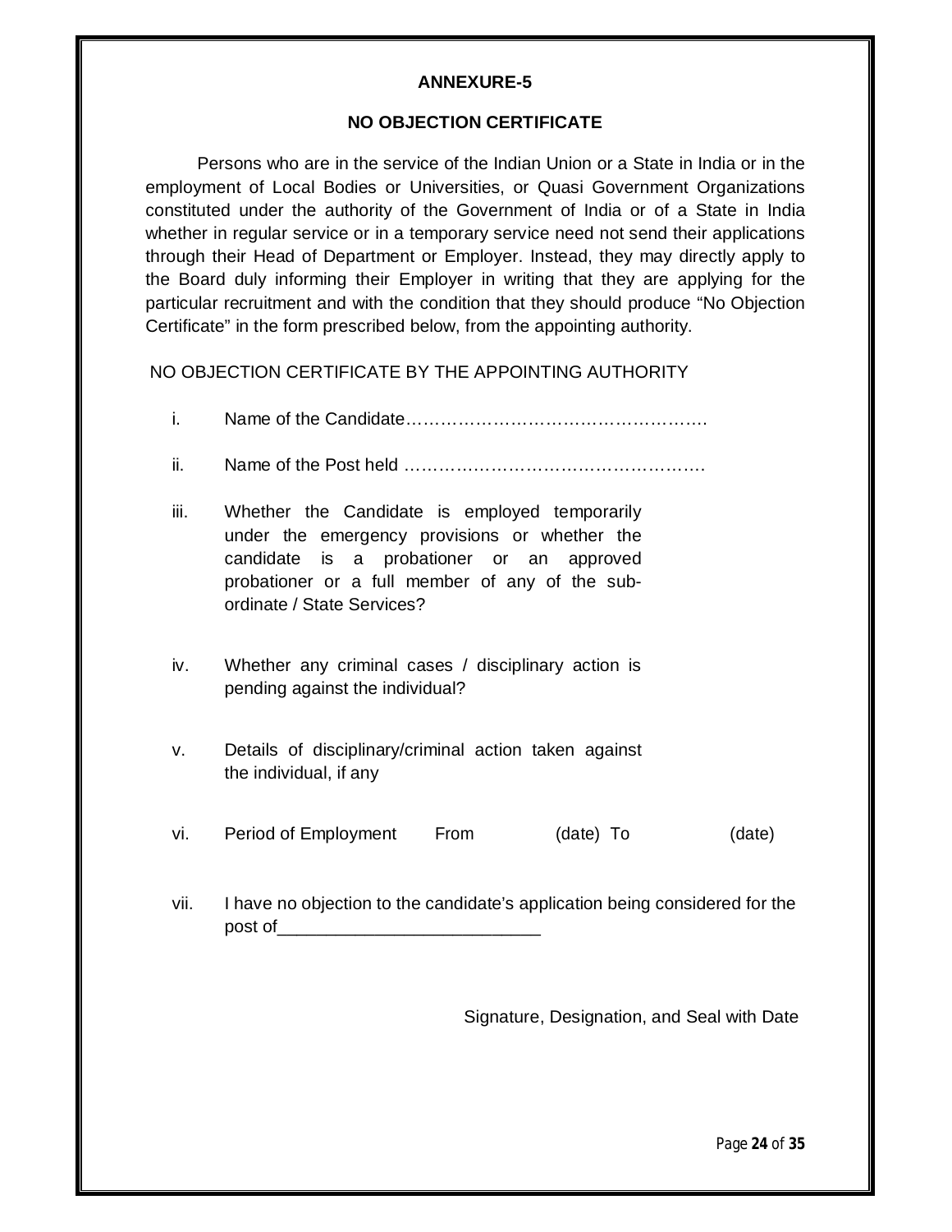## ANNEXURE-5

## NO OBJECTION CERTIFICATE

Persons who are in the service of the Indian Union or a State in India or in the employment of Local Bodies or Universities, or Quasi Government Organizations constituted under the authority of the Government of India or of a State in India whether in regular service or in a temporary service need not send their applications through their Head of Department or Employer. Instead, they may directly apply to the Board duly informing their Employer in writing that they are applying for the particular recruitment and with the condition that they should produce "No Objection Certificate" in the form prescribed below, from the appointing authority.

NO OBJECTION CERTIFICATE BY THE APPOINTING AUTHORITY

i. Name of the Candidate…………………………………………….

ii. Name of the Post held …………………………………………….

iii. Whether the Candidate is employed temporarily under the emergency provisions or whether the candidate is a probationer or an approved probationer or a full member of any of the sub-ordinate / State Services?

iv. Whether any criminal cases / disciplinary action is pending against the individual?

v. Details of disciplinary/criminal action taken against the individual, if any

vi. Period of Employment From (date) To (date)

vii. I have no objection to the candidate's application being considered for the post of___________________________

Signature, Designation, and Seal with Date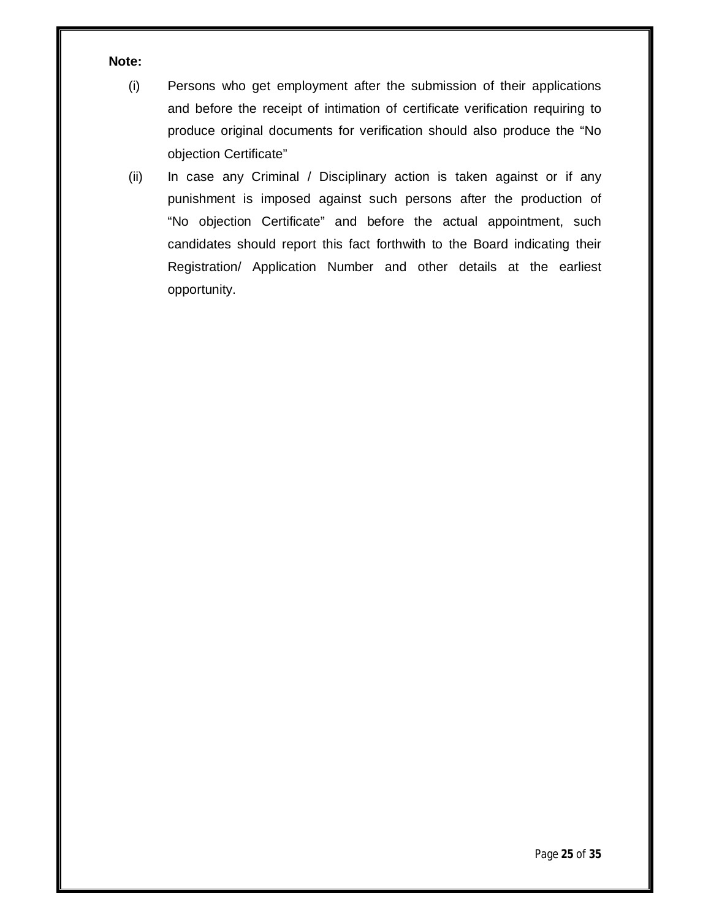**Note:**

(i) Persons who get employment after the submission of their applications and before the receipt of intimation of certificate verification requiring to produce original documents for verification should also produce the "No objection Certificate"

(ii) In case any Criminal / Disciplinary action is taken against or if any punishment is imposed against such persons after the production of "No objection Certificate" and before the actual appointment, such candidates should report this fact forthwith to the Board indicating their Registration/ Application Number and other details at the earliest opportunity.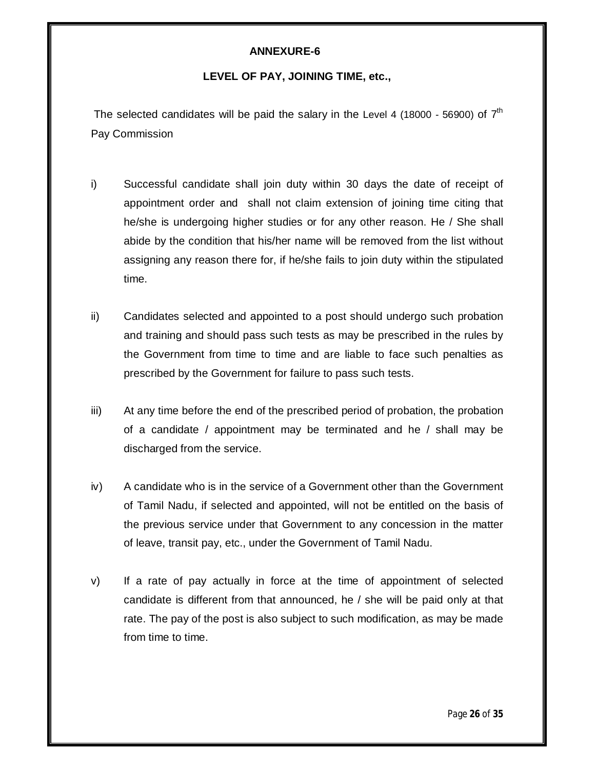## ANNEXURE-6

### LEVEL OF PAY, JOINING TIME, etc.,

The selected candidates will be paid the salary in the Level 4 (18000 - 56900) of 7th Pay Commission

i) Successful candidate shall join duty within 30 days the date of receipt of appointment order and shall not claim extension of joining time citing that he/she is undergoing higher studies or for any other reason. He / She shall abide by the condition that his/her name will be removed from the list without assigning any reason there for, if he/she fails to join duty within the stipulated time.

ii) Candidates selected and appointed to a post should undergo such probation and training and should pass such tests as may be prescribed in the rules by the Government from time to time and are liable to face such penalties as prescribed by the Government for failure to pass such tests.

iii) At any time before the end of the prescribed period of probation, the probation of a candidate / appointment may be terminated and he / shall may be discharged from the service.

iv) A candidate who is in the service of a Government other than the Government of Tamil Nadu, if selected and appointed, will not be entitled on the basis of the previous service under that Government to any concession in the matter of leave, transit pay, etc., under the Government of Tamil Nadu.

v) If a rate of pay actually in force at the time of appointment of selected candidate is different from that announced, he / she will be paid only at that rate. The pay of the post is also subject to such modification, as may be made from time to time.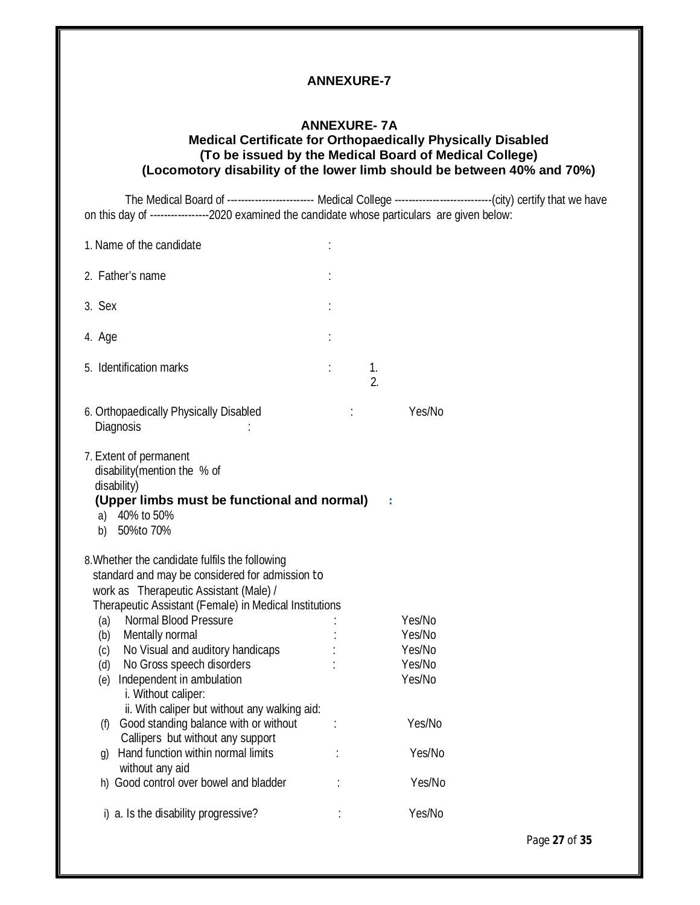## ANNEXURE-7

### ANNEXURE- 7A
### Medical Certificate for Orthopaedically Physically Disabled
### (To be issued by the Medical Board of Medical College)
### (Locomotory disability of the lower limb should be between 40% and 70%)

The Medical Board of ------------------------- Medical College ----------------------------(city) certify that we have on this day of -----------------2020 examined the candidate whose particulars are given below:

1. Name of the candidate :

2. Father's name :

3. Sex :

4. Age :

5. Identification marks : 1.
   2.

6. Orthopaedically Physically Disabled : Yes/No
   Diagnosis :

7. Extent of permanent disability(mention the % of disability)
   **(Upper limbs must be functional and normal)** :
   a) 40% to 50%
   b) 50%to 70%

8. Whether the candidate fulfils the following standard and may be considered for admission to work as Therapeutic Assistant (Male) / Therapeutic Assistant (Female) in Medical Institutions
   (a) Normal Blood Pressure : Yes/No
   (b) Mentally normal : Yes/No
   (c) No Visual and auditory handicaps : Yes/No
   (d) No Gross speech disorders : Yes/No
   (e) Independent in ambulation Yes/No
       i. Without caliper:
       ii. With caliper but without any walking aid:
   (f) Good standing balance with or without Callipers but without any support : Yes/No
   g) Hand function within normal limits without any aid : Yes/No
   h) Good control over bowel and bladder : Yes/No

   i) a. Is the disability progressive? : Yes/No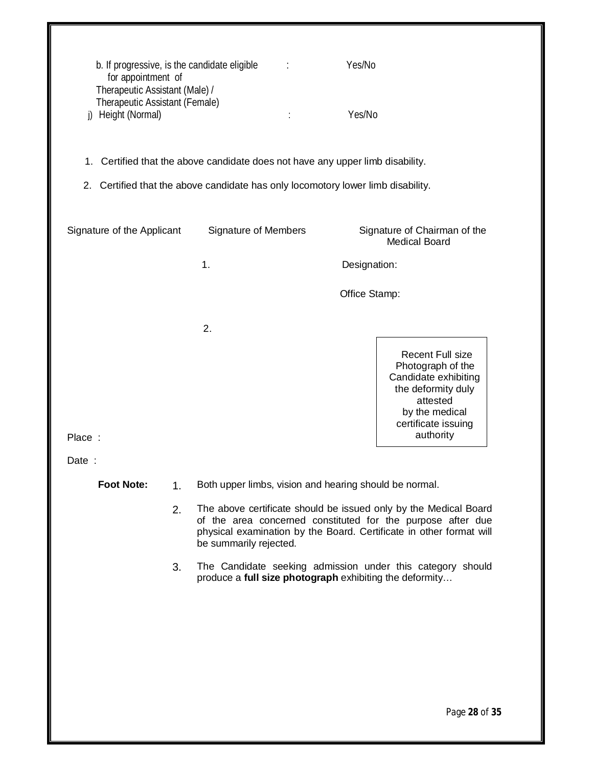b. If progressive, is the candidate eligible for appointment of Therapeutic Assistant (Male) / Therapeutic Assistant (Female) : Yes/No

j) Height (Normal) : Yes/No

1. Certified that the above candidate does not have any upper limb disability.
2. Certified that the above candidate has only locomotory lower limb disability.

| Signature of the Applicant | Signature of Members | Signature of Chairman of the Medical Board |
|---|---|---|
| | 1. | Designation: |
| | | Office Stamp: |
| | 2. | |

Recent Full size Photograph of the Candidate exhibiting the deformity duly attested by the medical certificate issuing authority

Place :

Date :

**Foot Note:**

1. Both upper limbs, vision and hearing should be normal.
2. The above certificate should be issued only by the Medical Board of the area concerned constituted for the purpose after due physical examination by the Board. Certificate in other format will be summarily rejected.
3. The Candidate seeking admission under this category should produce a **full size photograph** exhibiting the deformity…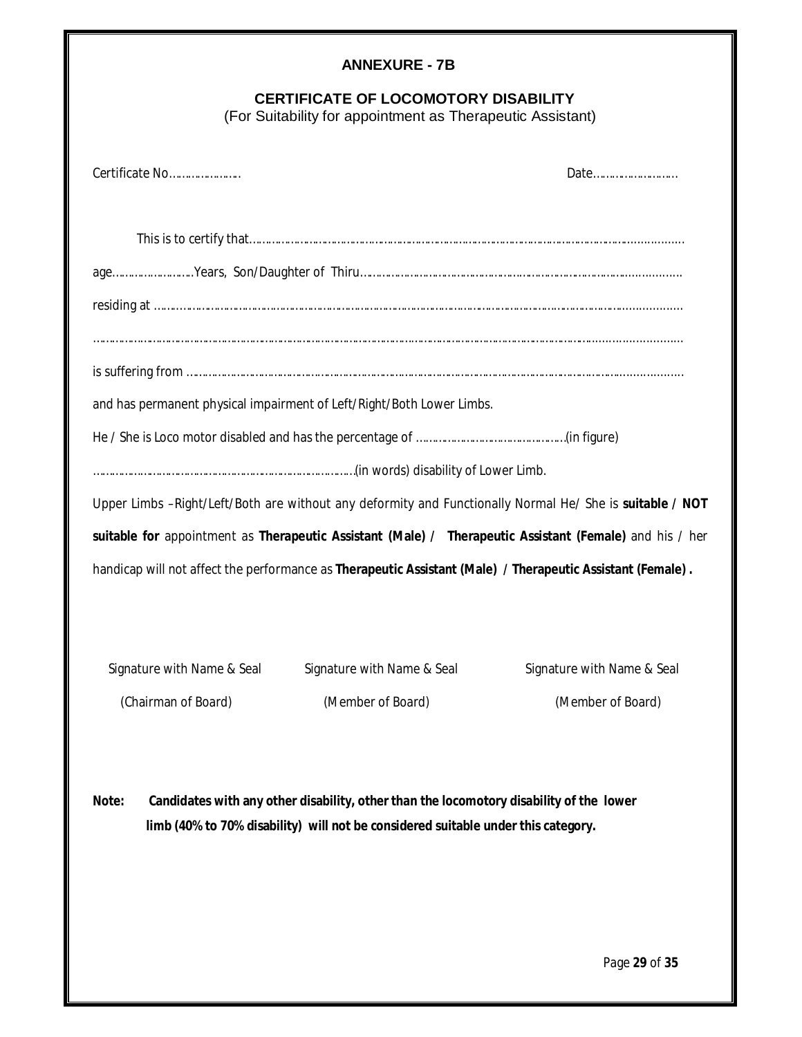# ANNEXURE - 7B

## CERTIFICATE OF LOCOMOTORY DISABILITY

(For Suitability for appointment as Therapeutic Assistant)

Certificate No…………………. Date……………………..

This is to certify that……………………………………………………………………………………………………………………

age……………………Years, Son/Daughter of Thiru…………………………………………………………………………………

residing at ……………………………………………………………………………………………………………………………………

……………………………………………………………………………………………………………………………………………………

is suffering from ……………………………………………………………………………………………………………………………

and has permanent physical impairment of Left/Right/Both Lower Limbs.

He / She is Loco motor disabled and has the percentage of ……………………………………..(in figure)

…………………………………………………………………………(in words) disability of Lower Limb.

Upper Limbs –Right/Left/Both are without any deformity and Functionally Normal He/ She is **suitable / NOT suitable for** appointment as **Therapeutic Assistant (Male) / Therapeutic Assistant (Female)** and his / her handicap will not affect the performance as **Therapeutic Assistant (Male) / Therapeutic Assistant (Female) .**

| Signature with Name & Seal | Signature with Name & Seal | Signature with Name & Seal |
|---|---|---|
| (Chairman of Board) | (Member of Board) | (Member of Board) |

**Note: Candidates with any other disability, other than the locomotory disability of the lower limb (40% to 70% disability) will not be considered suitable under this category.**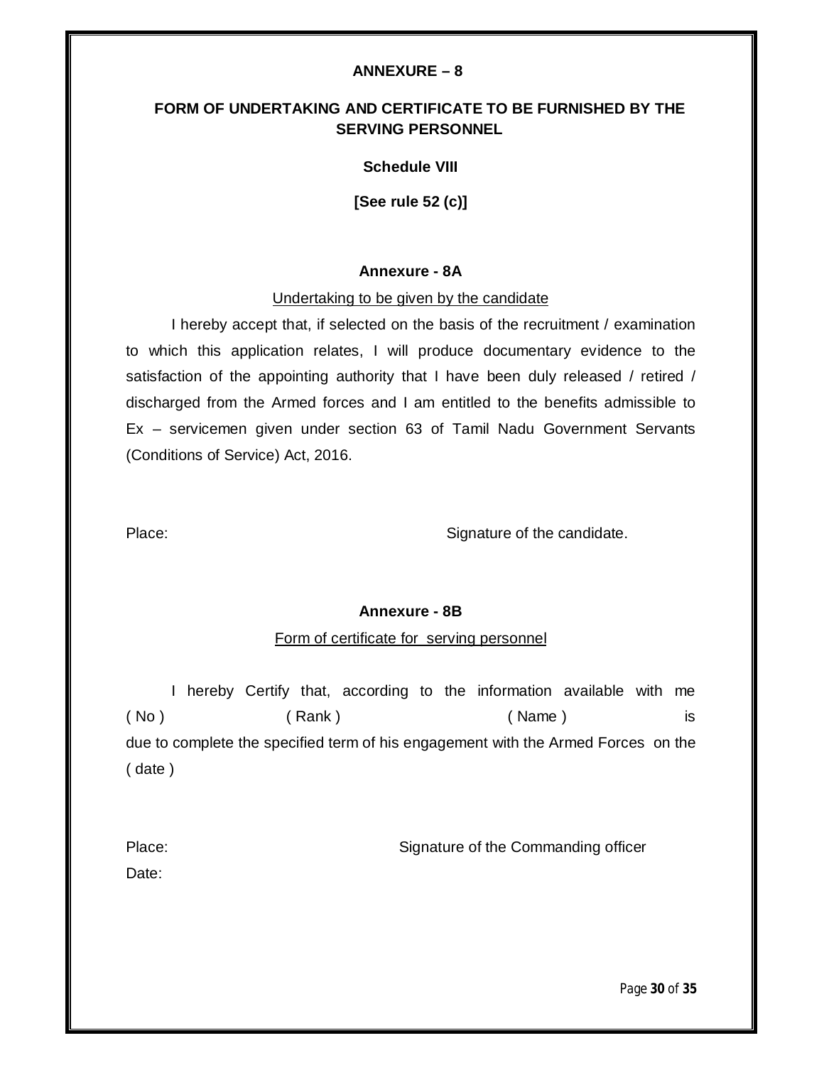## ANNEXURE – 8

## FORM OF UNDERTAKING AND CERTIFICATE TO BE FURNISHED BY THE SERVING PERSONNEL

**Schedule VIII**

**[See rule 52 (c)]**

### Annexure - 8A

<u>Undertaking to be given by the candidate</u>

I hereby accept that, if selected on the basis of the recruitment / examination to which this application relates, I will produce documentary evidence to the satisfaction of the appointing authority that I have been duly released / retired / discharged from the Armed forces and I am entitled to the benefits admissible to Ex – servicemen given under section 63 of Tamil Nadu Government Servants (Conditions of Service) Act, 2016.

Place: Signature of the candidate.

### Annexure - 8B

<u>Form of certificate for serving personnel</u>

I hereby Certify that, according to the information available with me ( No ) ( Rank ) ( Name ) is due to complete the specified term of his engagement with the Armed Forces on the ( date )

Place: Signature of the Commanding officer

Date: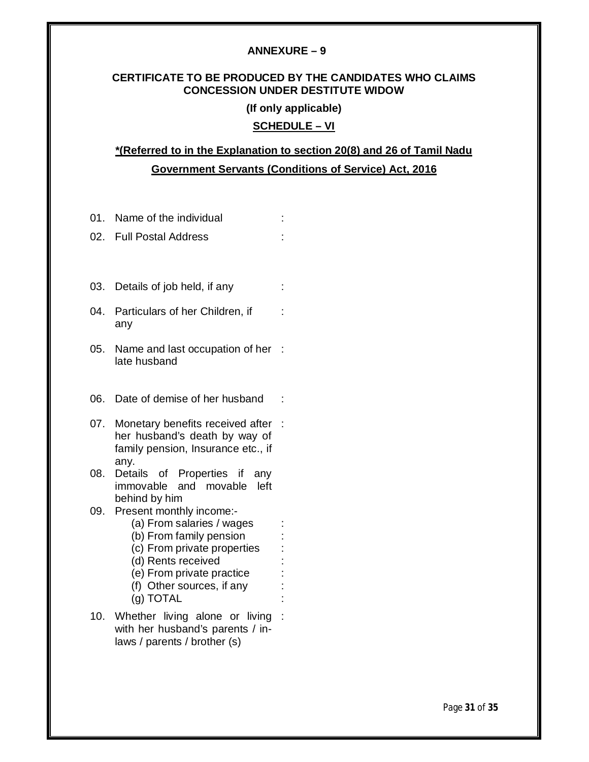**ANNEXURE – 9**

**CERTIFICATE TO BE PRODUCED BY THE CANDIDATES WHO CLAIMS CONCESSION UNDER DESTITUTE WIDOW**

**(If only applicable)**

**SCHEDULE – VI**

***(Referred to in the Explanation to section 20(8) and 26 of Tamil Nadu Government Servants (Conditions of Service) Act, 2016**

01. Name of the individual :
02. Full Postal Address :
03. Details of job held, if any :
04. Particulars of her Children, if any :
05. Name and last occupation of her late husband :
06. Date of demise of her husband :
07. Monetary benefits received after her husband's death by way of family pension, Insurance etc., if any. :
08. Details of Properties if any immovable and movable left behind by him
09. Present monthly income:-
    - (a) From salaries / wages :
    - (b) From family pension :
    - (c) From private properties :
    - (d) Rents received :
    - (e) From private practice :
    - (f) Other sources, if any :
    - (g) TOTAL :
10. Whether living alone or living with her husband's parents / in-laws / parents / brother (s) :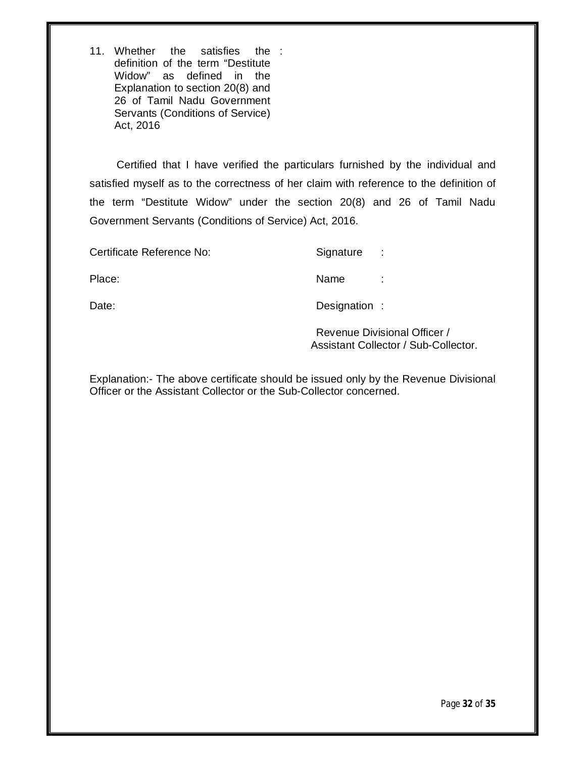11. Whether the satisfies the definition of the term “Destitute Widow” as defined in the Explanation to section 20(8) and 26 of Tamil Nadu Government Servants (Conditions of Service) Act, 2016 :

Certified that I have verified the particulars furnished by the individual and satisfied myself as to the correctness of her claim with reference to the definition of the term “Destitute Widow” under the section 20(8) and 26 of Tamil Nadu Government Servants (Conditions of Service) Act, 2016.

Certificate Reference No:

Place:

Date:

Signature :

Name :

Designation :

Revenue Divisional Officer /
Assistant Collector / Sub-Collector.

Explanation:- The above certificate should be issued only by the Revenue Divisional Officer or the Assistant Collector or the Sub-Collector concerned.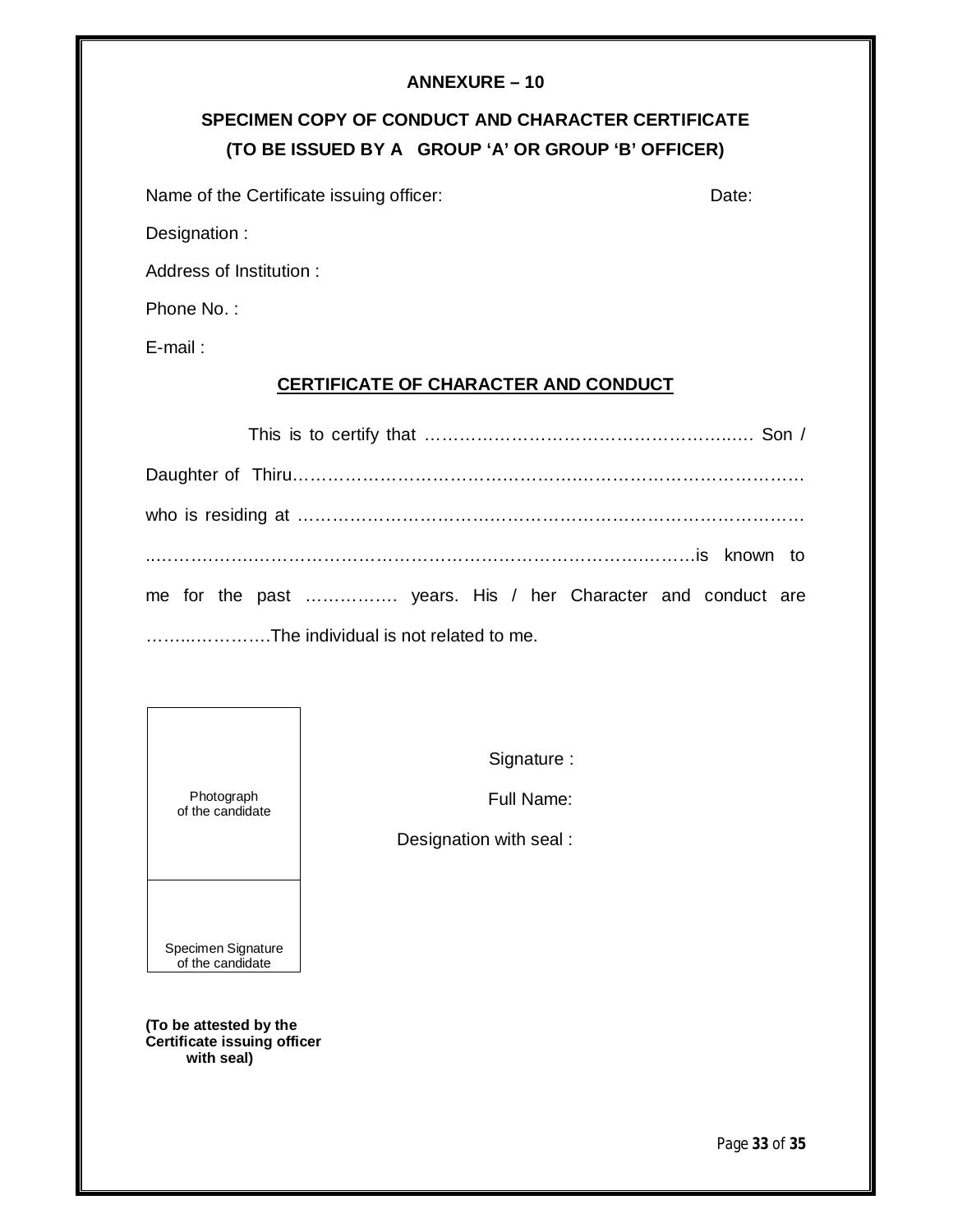**ANNEXURE – 10**

**SPECIMEN COPY OF CONDUCT AND CHARACTER CERTIFICATE**

**(TO BE ISSUED BY A GROUP 'A' OR GROUP 'B' OFFICER)**

Name of the Certificate issuing officer: Date:

Designation :

Address of Institution :

Phone No. :

E-mail :

**CERTIFICATE OF CHARACTER AND CONDUCT**

This is to certify that ……………………………………………….… Son / Daughter of Thiru…………………………………………………………………………… who is residing at …………………………………………………………………………… ……………………………………………………………………………………is known to me for the past ……………. years. His / her Character and conduct are ……..……………The individual is not related to me.

| Photograph of the candidate |
|---|
| Specimen Signature of the candidate |

Signature :

Full Name:

Designation with seal :

**(To be attested by the Certificate issuing officer with seal)**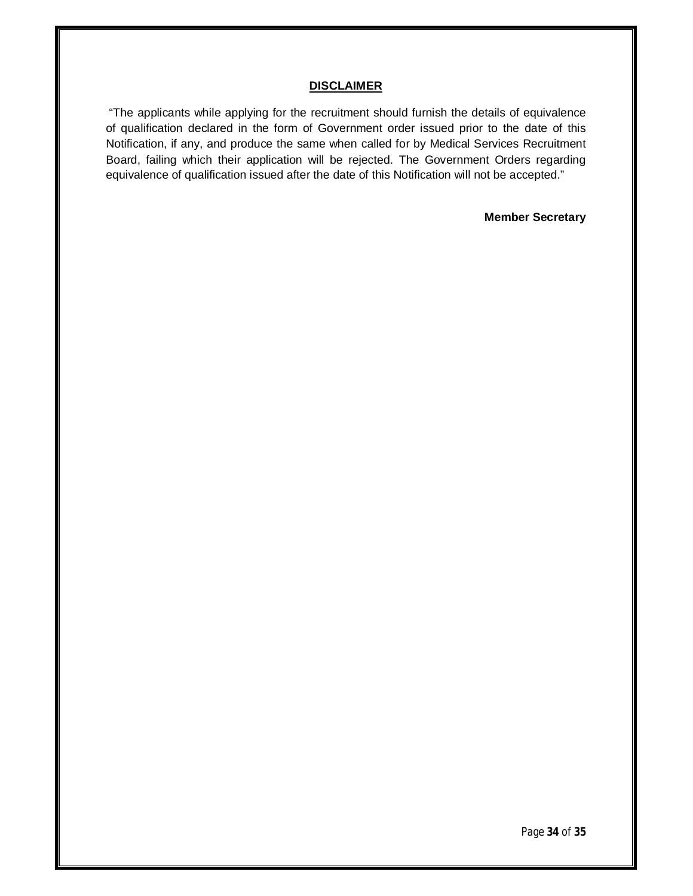## DISCLAIMER

"The applicants while applying for the recruitment should furnish the details of equivalence of qualification declared in the form of Government order issued prior to the date of this Notification, if any, and produce the same when called for by Medical Services Recruitment Board, failing which their application will be rejected. The Government Orders regarding equivalence of qualification issued after the date of this Notification will not be accepted."

**Member Secretary**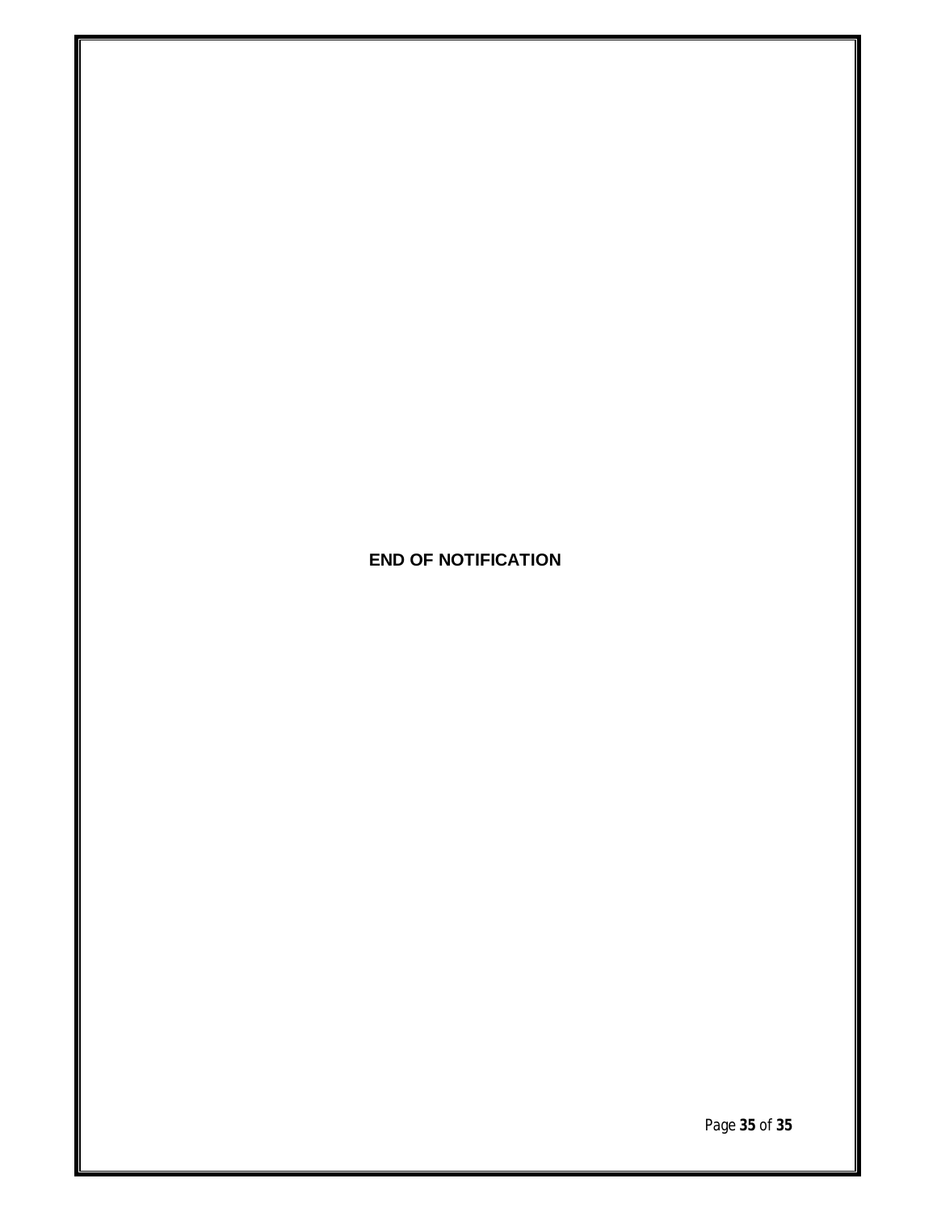**END OF NOTIFICATION**